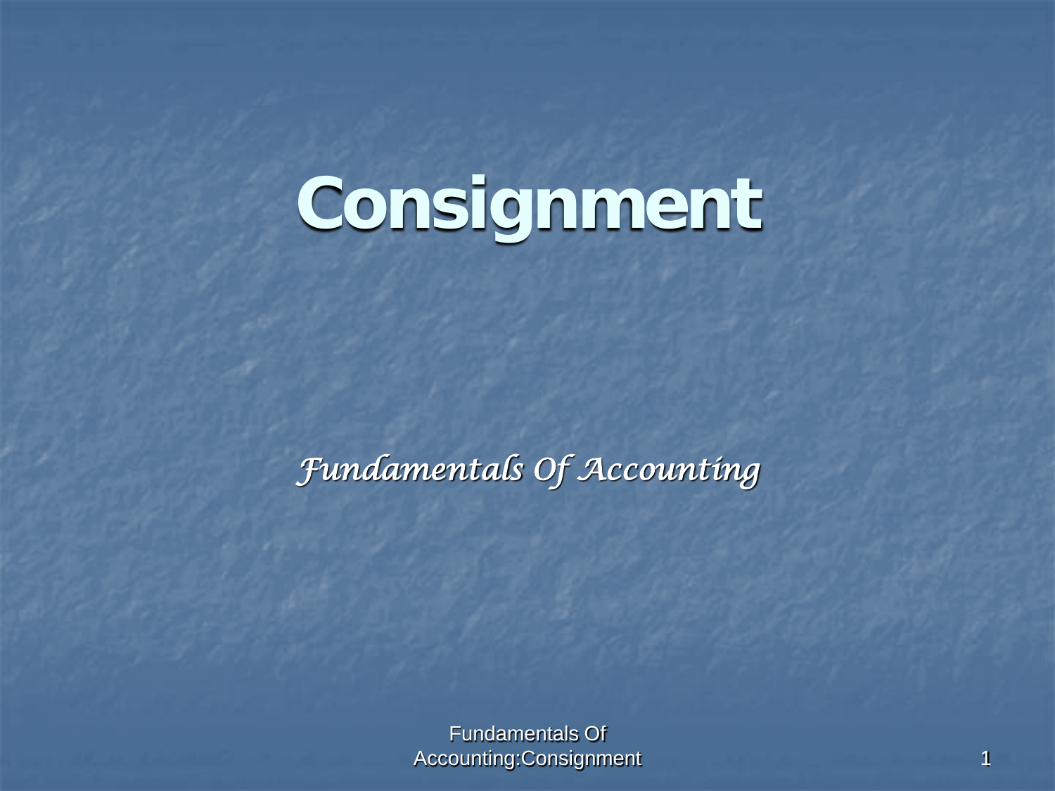# Consignment

*Fundamentals Of Accounting*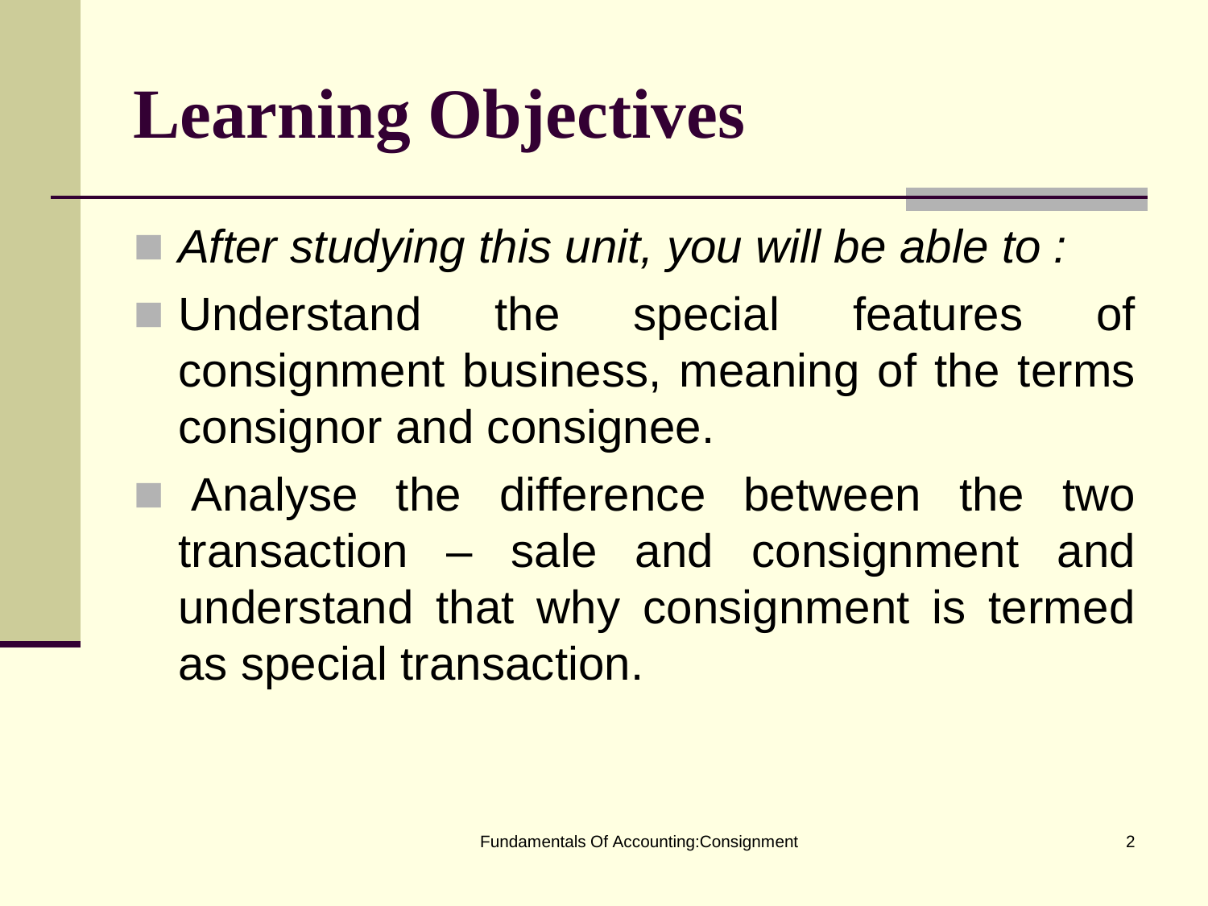# Learning Objectives

- *After studying this unit, you will be able to :*
- Understand the special features of consignment business, meaning of the terms consignor and consignee.
- Analyse the difference between the two transaction – sale and consignment and understand that why consignment is termed as special transaction.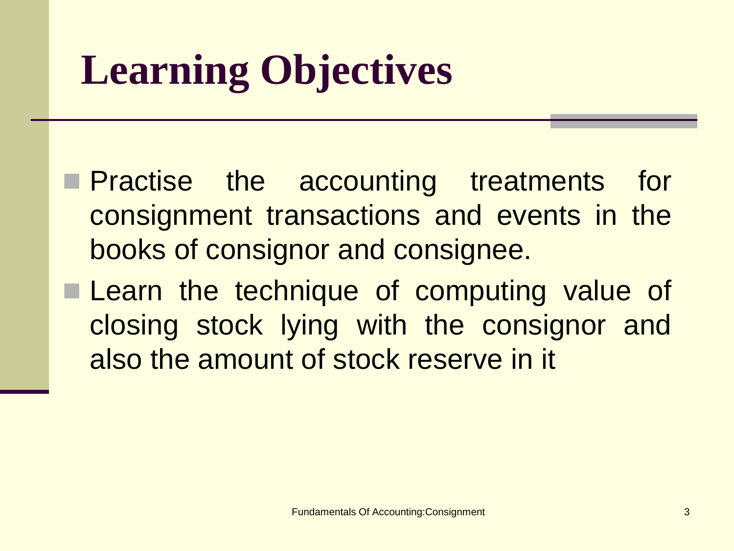# Learning Objectives

- Practise the accounting treatments for consignment transactions and events in the books of consignor and consignee.
- Learn the technique of computing value of closing stock lying with the consignor and also the amount of stock reserve in it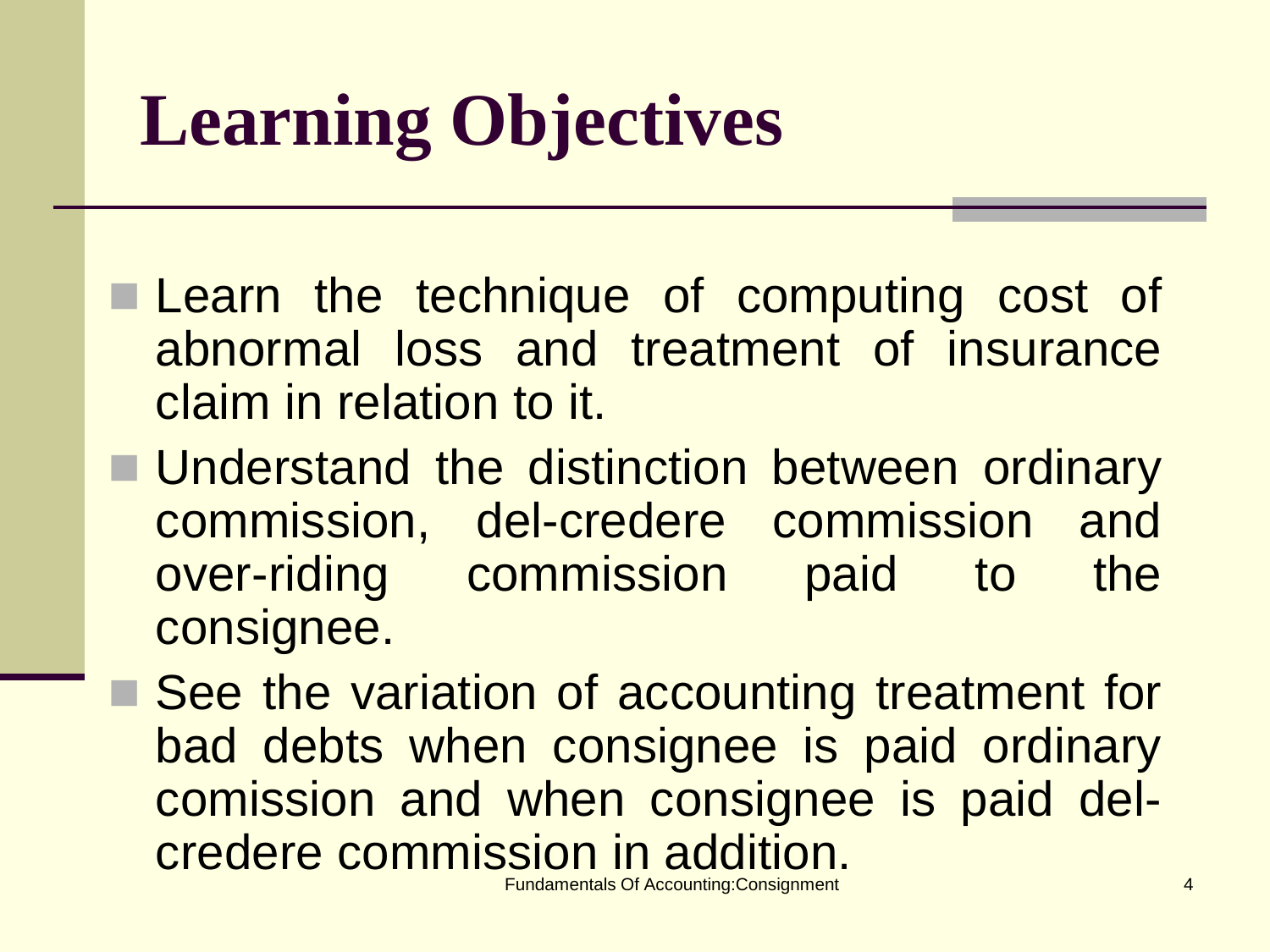# Learning Objectives

- Learn the technique of computing cost of abnormal loss and treatment of insurance claim in relation to it.
- Understand the distinction between ordinary commission, del-credere commission and over-riding commission paid to the consignee.
- See the variation of accounting treatment for bad debts when consignee is paid ordinary comission and when consignee is paid del-credere commission in addition.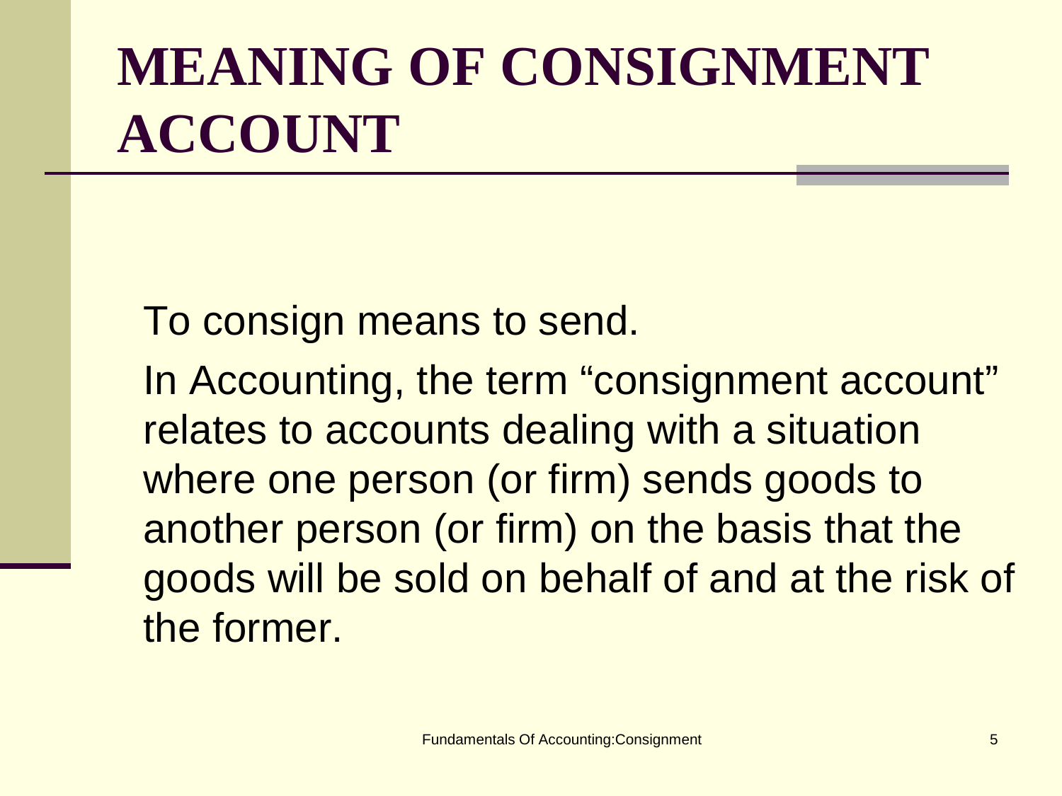# MEANING OF CONSIGNMENT ACCOUNT

To consign means to send.

In Accounting, the term “consignment account” relates to accounts dealing with a situation where one person (or firm) sends goods to another person (or firm) on the basis that the goods will be sold on behalf of and at the risk of the former.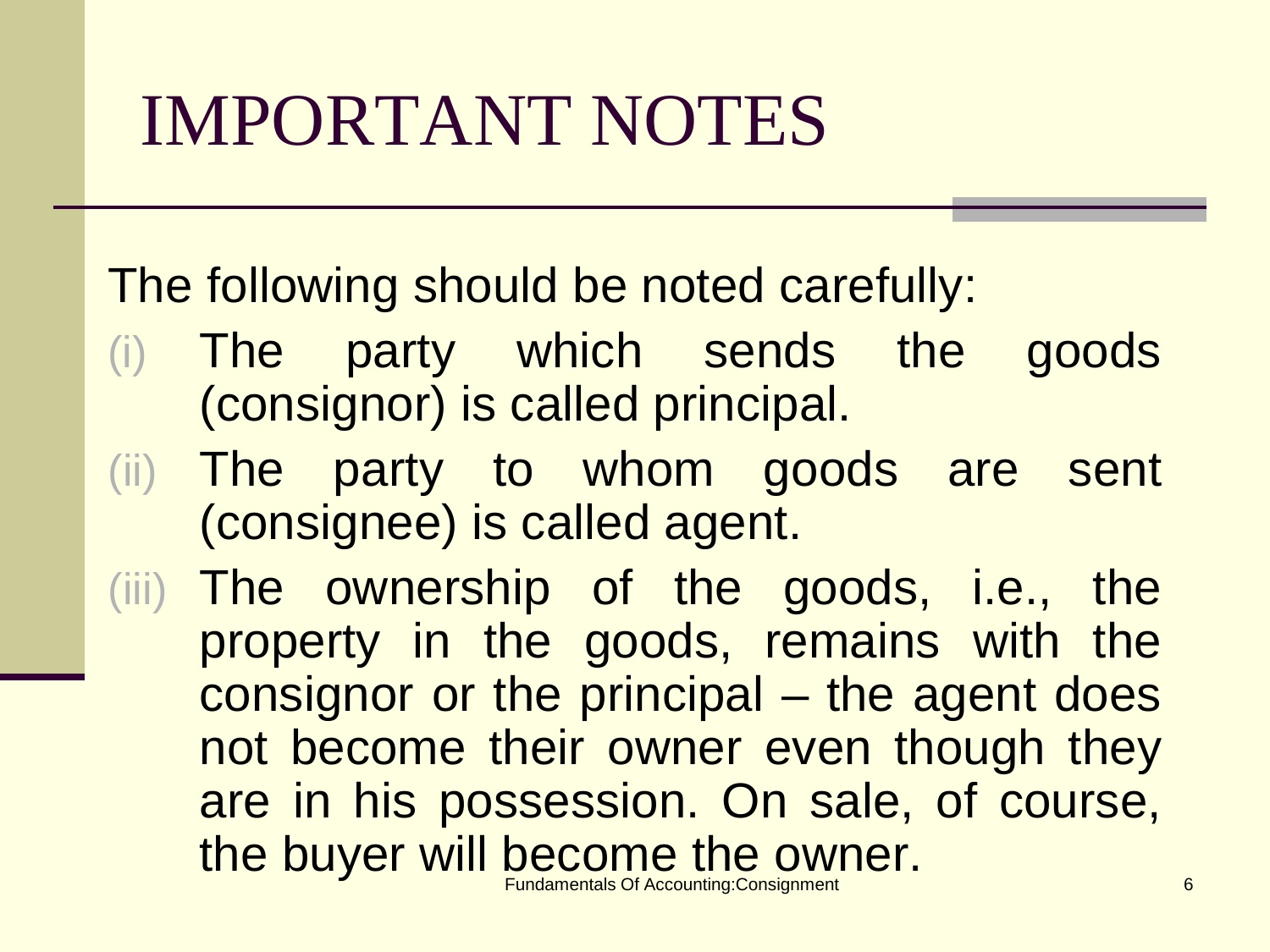# IMPORTANT NOTES

The following should be noted carefully:

(i) The party which sends the goods (consignor) is called principal.

(ii) The party to whom goods are sent (consignee) is called agent.

(iii) The ownership of the goods, i.e., the property in the goods, remains with the consignor or the principal – the agent does not become their owner even though they are in his possession. On sale, of course, the buyer will become the owner.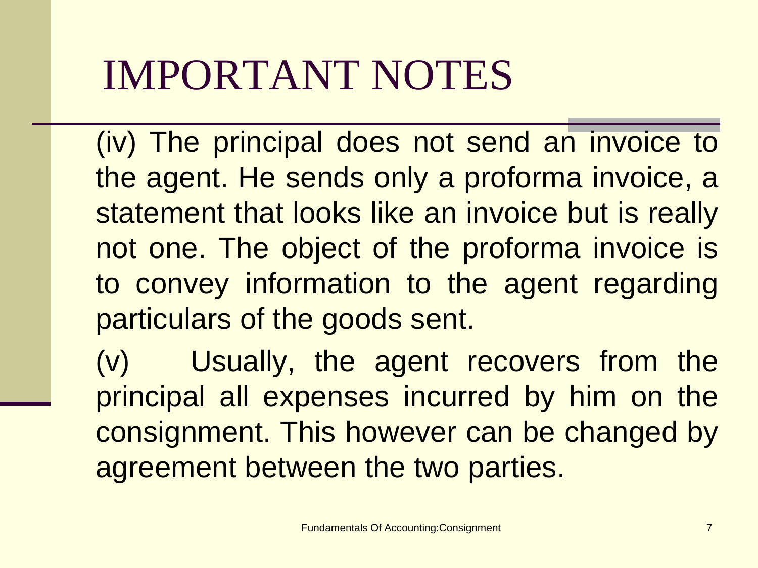# IMPORTANT NOTES

(iv) The principal does not send an invoice to the agent. He sends only a proforma invoice, a statement that looks like an invoice but is really not one. The object of the proforma invoice is to convey information to the agent regarding particulars of the goods sent.

(v) Usually, the agent recovers from the principal all expenses incurred by him on the consignment. This however can be changed by agreement between the two parties.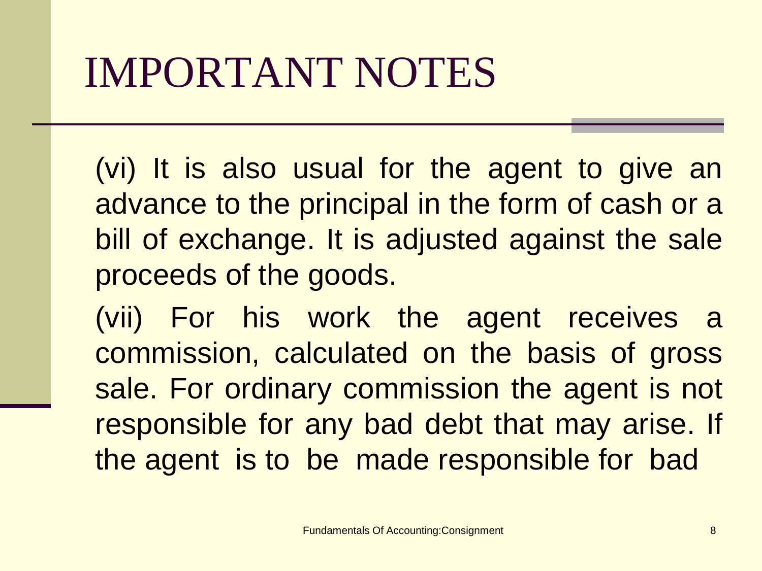# IMPORTANT NOTES

(vi) It is also usual for the agent to give an advance to the principal in the form of cash or a bill of exchange. It is adjusted against the sale proceeds of the goods.

(vii) For his work the agent receives a commission, calculated on the basis of gross sale. For ordinary commission the agent is not responsible for any bad debt that may arise. If the agent is to be made responsible for bad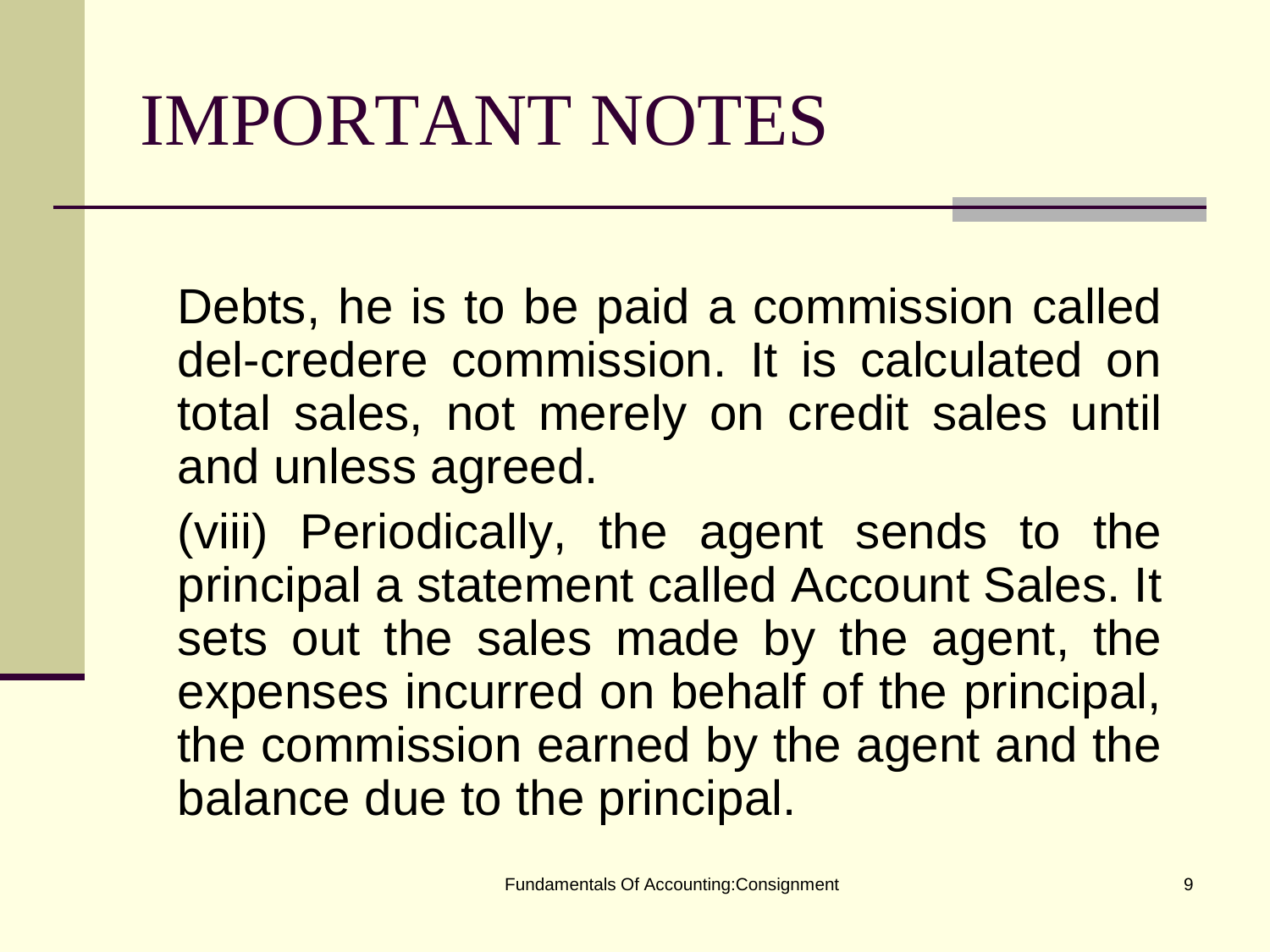# IMPORTANT NOTES

Debts, he is to be paid a commission called del-credere commission. It is calculated on total sales, not merely on credit sales until and unless agreed.

(viii) Periodically, the agent sends to the principal a statement called Account Sales. It sets out the sales made by the agent, the expenses incurred on behalf of the principal, the commission earned by the agent and the balance due to the principal.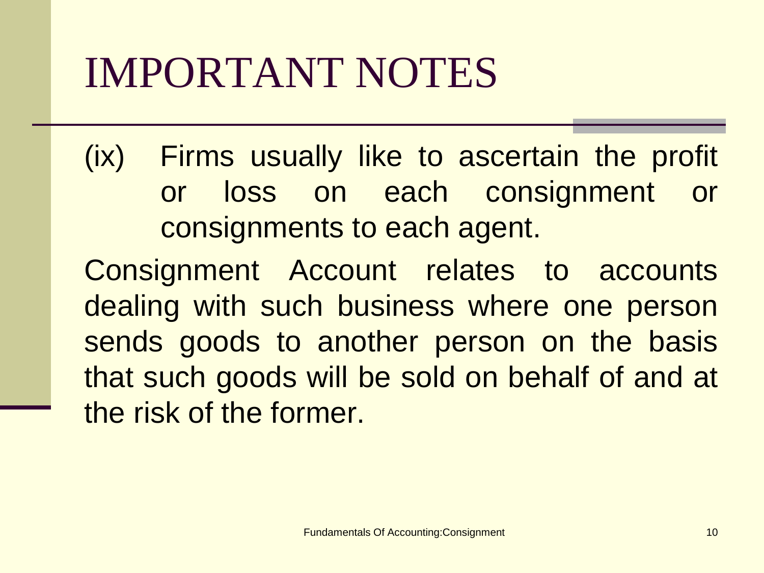# IMPORTANT NOTES

(ix) Firms usually like to ascertain the profit or loss on each consignment or consignments to each agent.

Consignment Account relates to accounts dealing with such business where one person sends goods to another person on the basis that such goods will be sold on behalf of and at the risk of the former.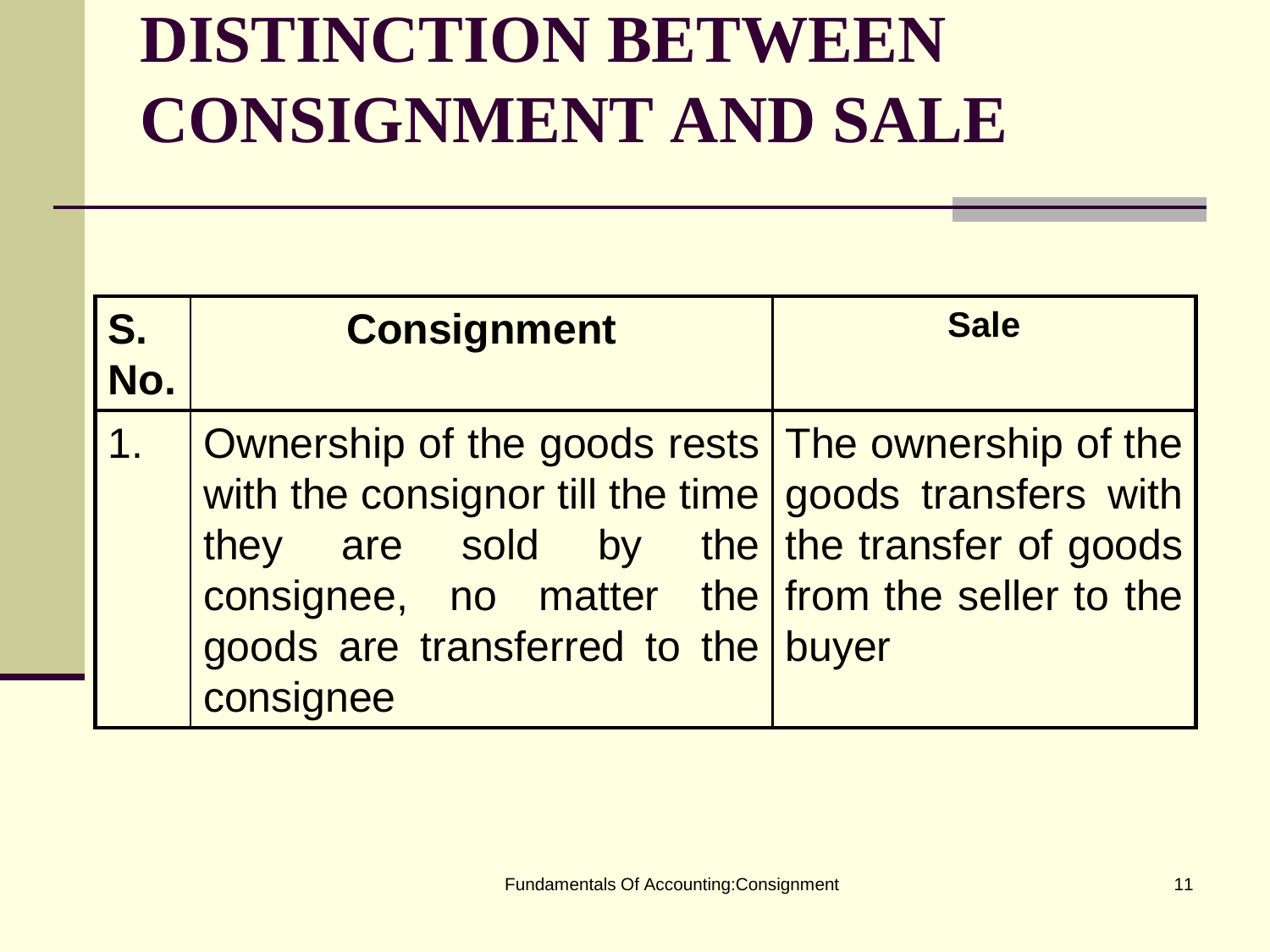# DISTINCTION BETWEEN CONSIGNMENT AND SALE

| S. No. | Consignment | Sale |
|---|---|---|
| 1. | Ownership of the goods rests with the consignor till the time they are sold by the consignee, no matter the goods are transferred to the consignee | The ownership of the goods transfers with the transfer of goods from the seller to the buyer |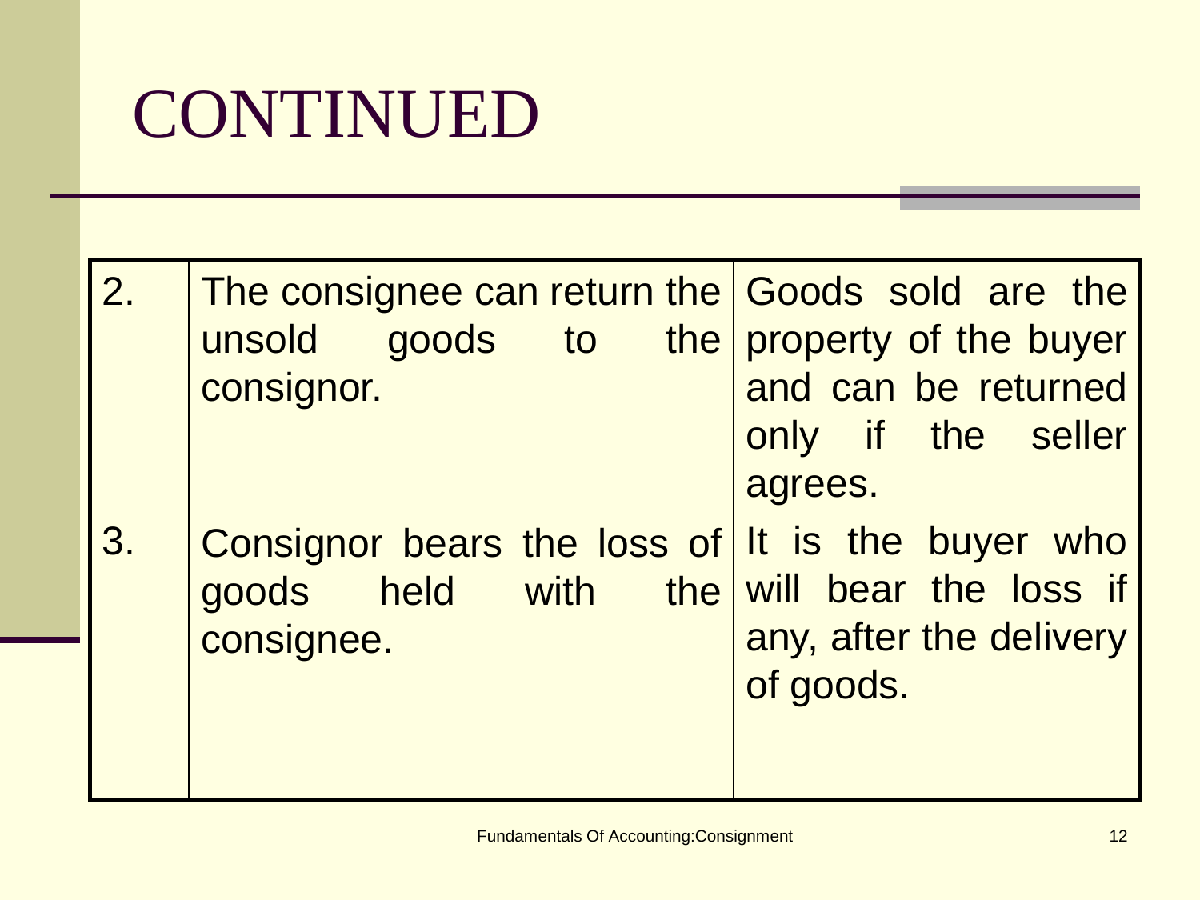# CONTINUED

| | | |
|---|---|---|
| 2. | The consignee can return the unsold goods to the consignor. | Goods sold are the property of the buyer and can be returned only if the seller agrees. |
| 3. | Consignor bears the loss of goods held with the consignee. | It is the buyer who will bear the loss if any, after the delivery of goods. |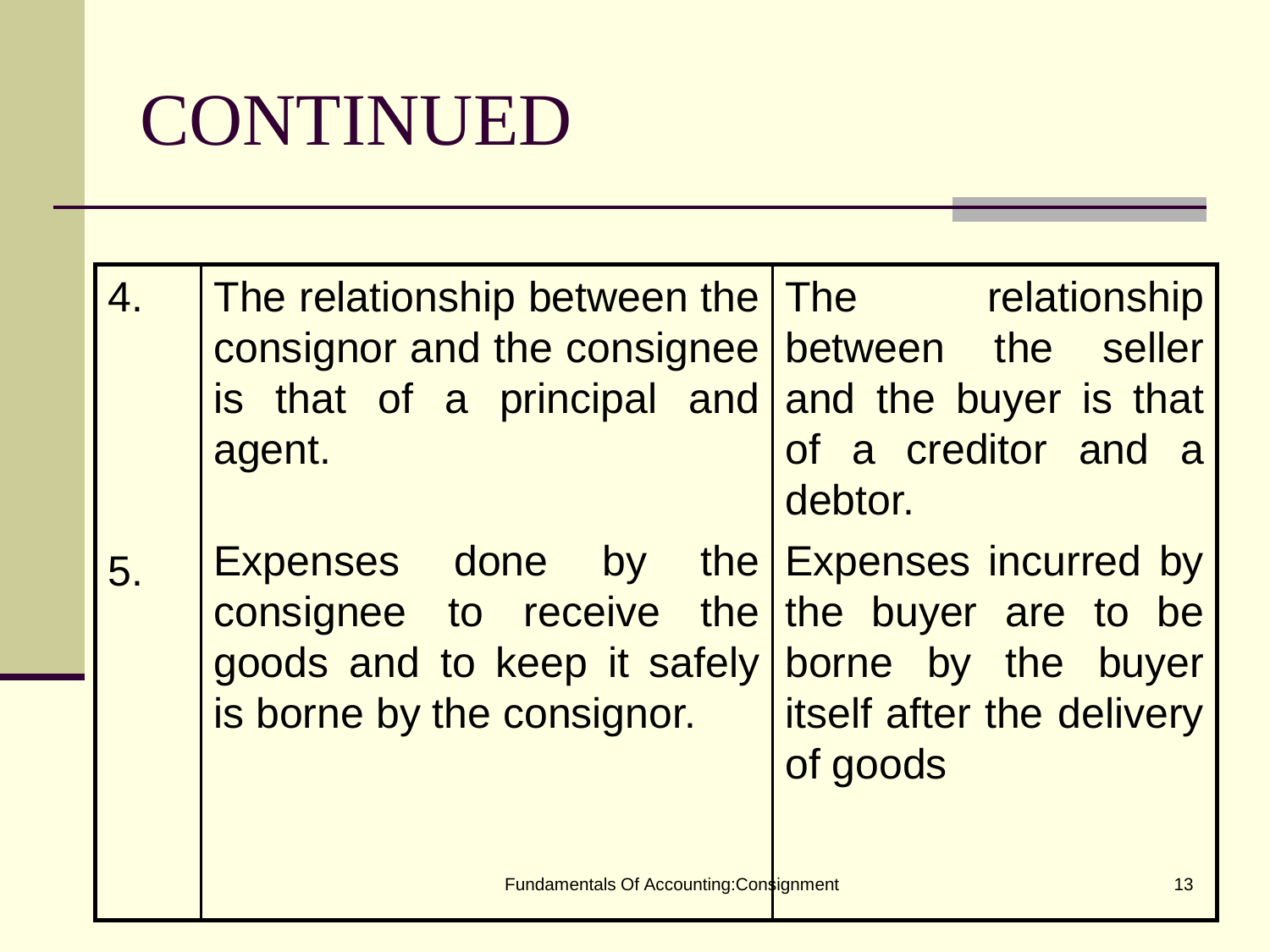# CONTINUED

| | | |
|---|---|---|
| 4. | The relationship between the consignor and the consignee is that of a principal and agent. | The relationship between the seller and the buyer is that of a creditor and a debtor. |
| 5. | Expenses done by the consignee to receive the goods and to keep it safely is borne by the consignor. | Expenses incurred by the buyer are to be borne by the buyer itself after the delivery of goods |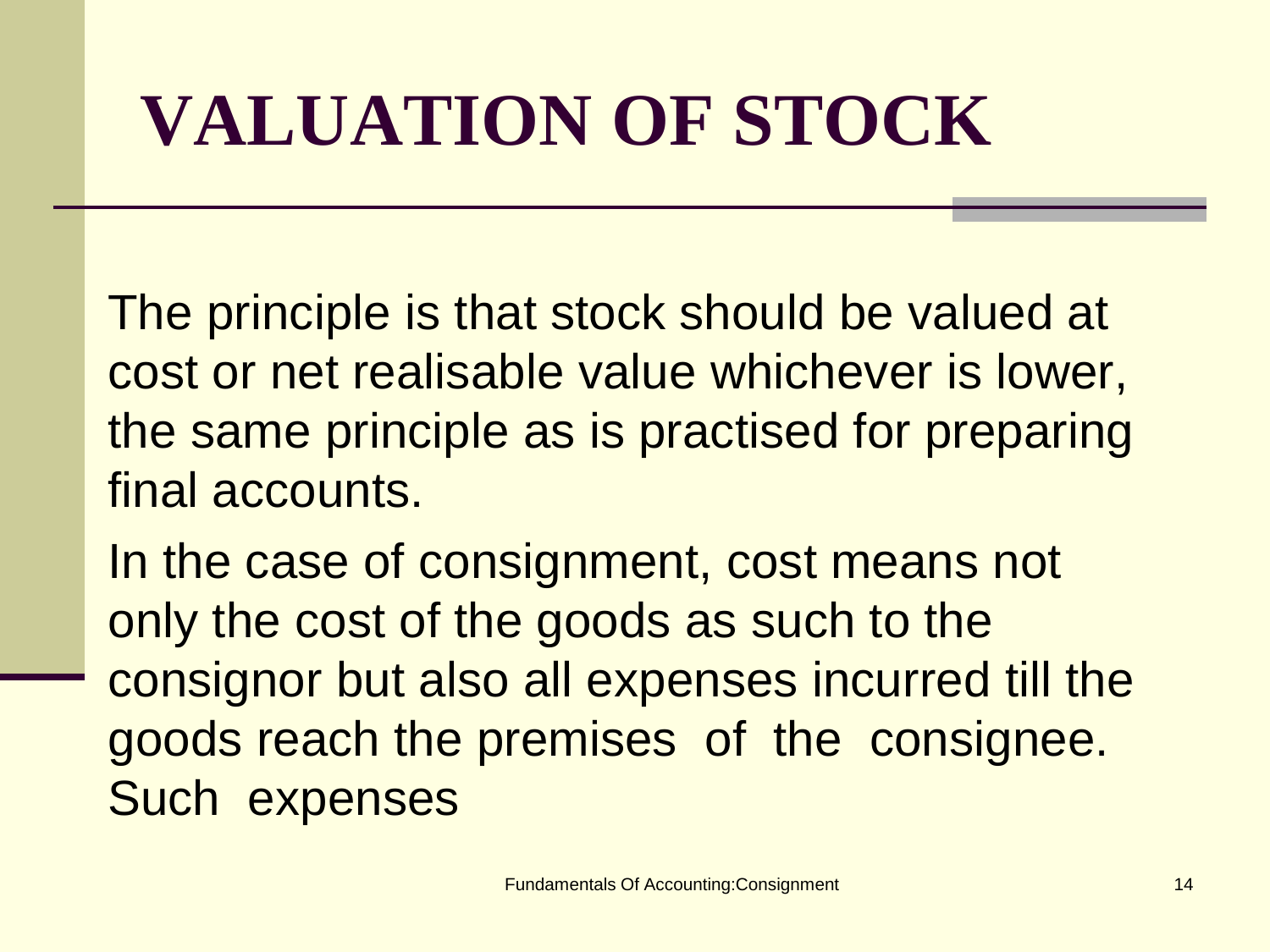# VALUATION OF STOCK

The principle is that stock should be valued at cost or net realisable value whichever is lower, the same principle as is practised for preparing final accounts.

In the case of consignment, cost means not only the cost of the goods as such to the consignor but also all expenses incurred till the goods reach the premises of the consignee. Such expenses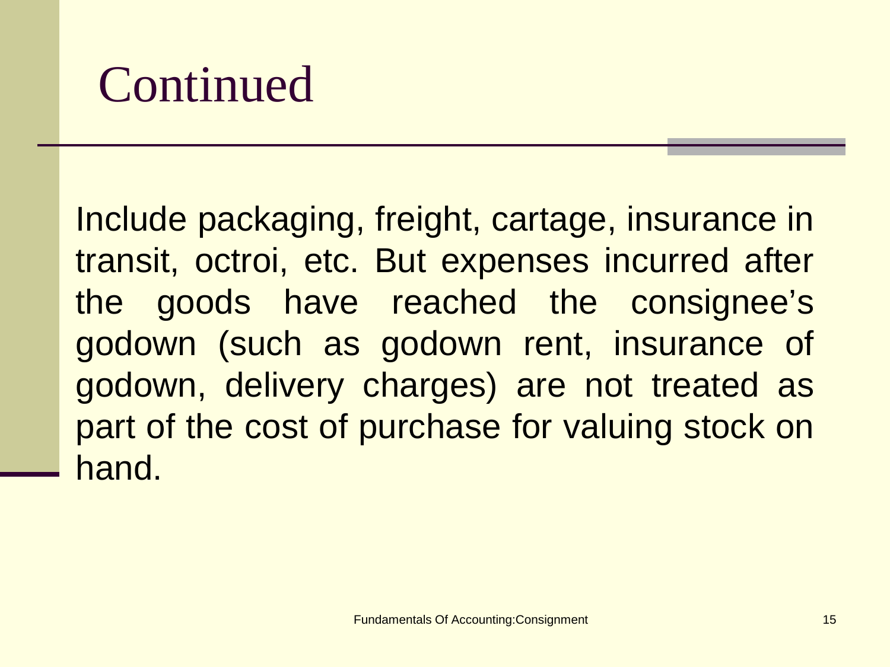# Continued

Include packaging, freight, cartage, insurance in transit, octroi, etc. But expenses incurred after the goods have reached the consignee's godown (such as godown rent, insurance of godown, delivery charges) are not treated as part of the cost of purchase for valuing stock on hand.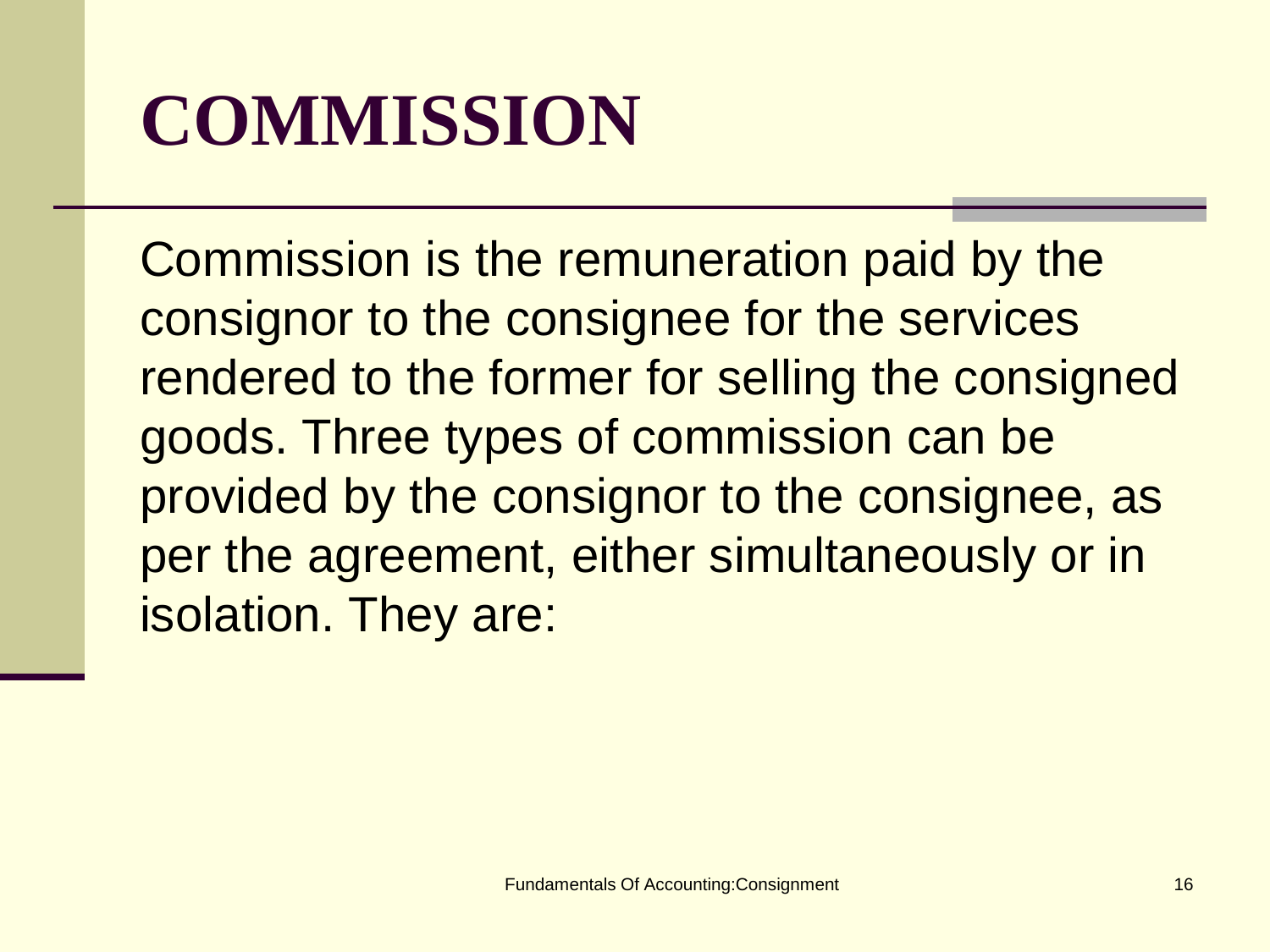# COMMISSION

Commission is the remuneration paid by the consignor to the consignee for the services rendered to the former for selling the consigned goods. Three types of commission can be provided by the consignor to the consignee, as per the agreement, either simultaneously or in isolation. They are: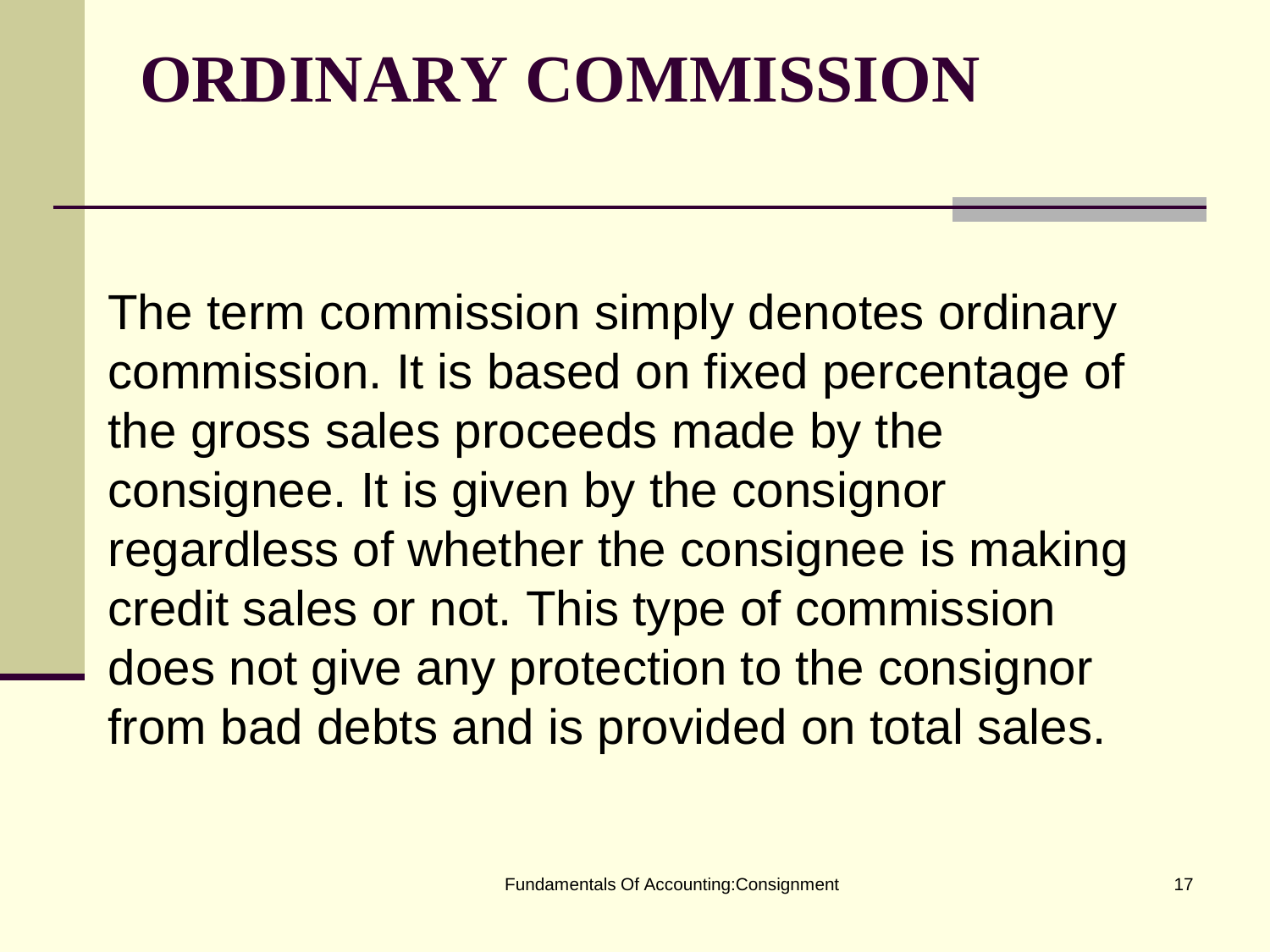# ORDINARY COMMISSION

The term commission simply denotes ordinary commission. It is based on fixed percentage of the gross sales proceeds made by the consignee. It is given by the consignor regardless of whether the consignee is making credit sales or not. This type of commission does not give any protection to the consignor from bad debts and is provided on total sales.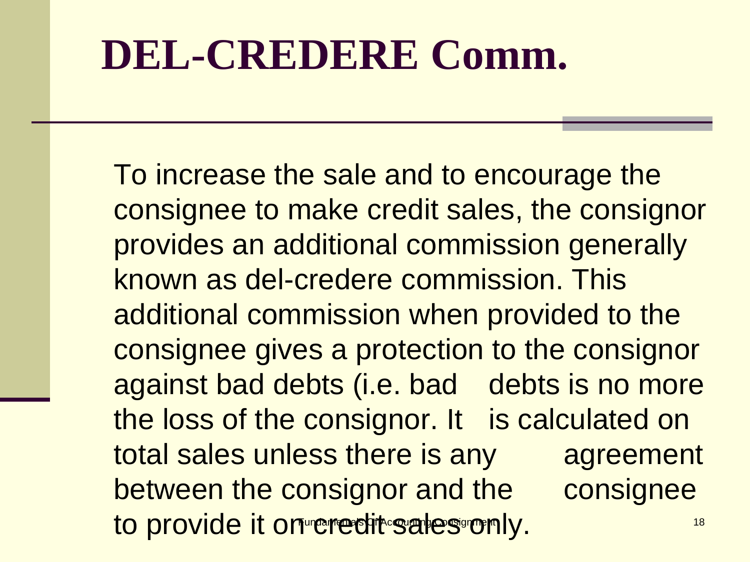# DEL-CREDERE Comm.

To increase the sale and to encourage the consignee to make credit sales, the consignor provides an additional commission generally known as del-credere commission. This additional commission when provided to the consignee gives a protection to the consignor against bad debts (i.e. bad debts is no more the loss of the consignor. It is calculated on total sales unless there is any agreement between the consignor and the consignee to provide it on credit sales only.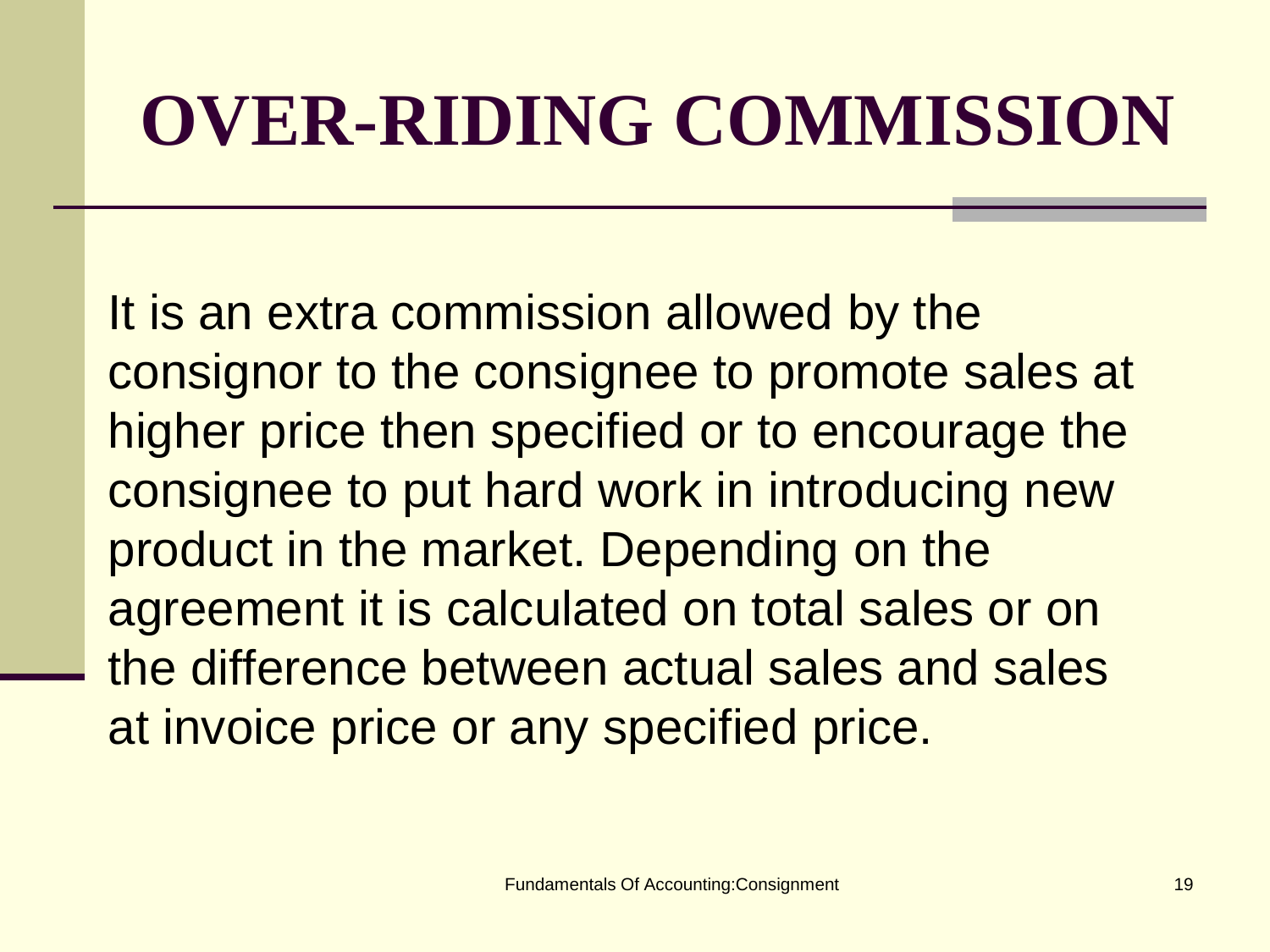# OVER-RIDING COMMISSION

It is an extra commission allowed by the consignor to the consignee to promote sales at higher price then specified or to encourage the consignee to put hard work in introducing new product in the market. Depending on the agreement it is calculated on total sales or on the difference between actual sales and sales at invoice price or any specified price.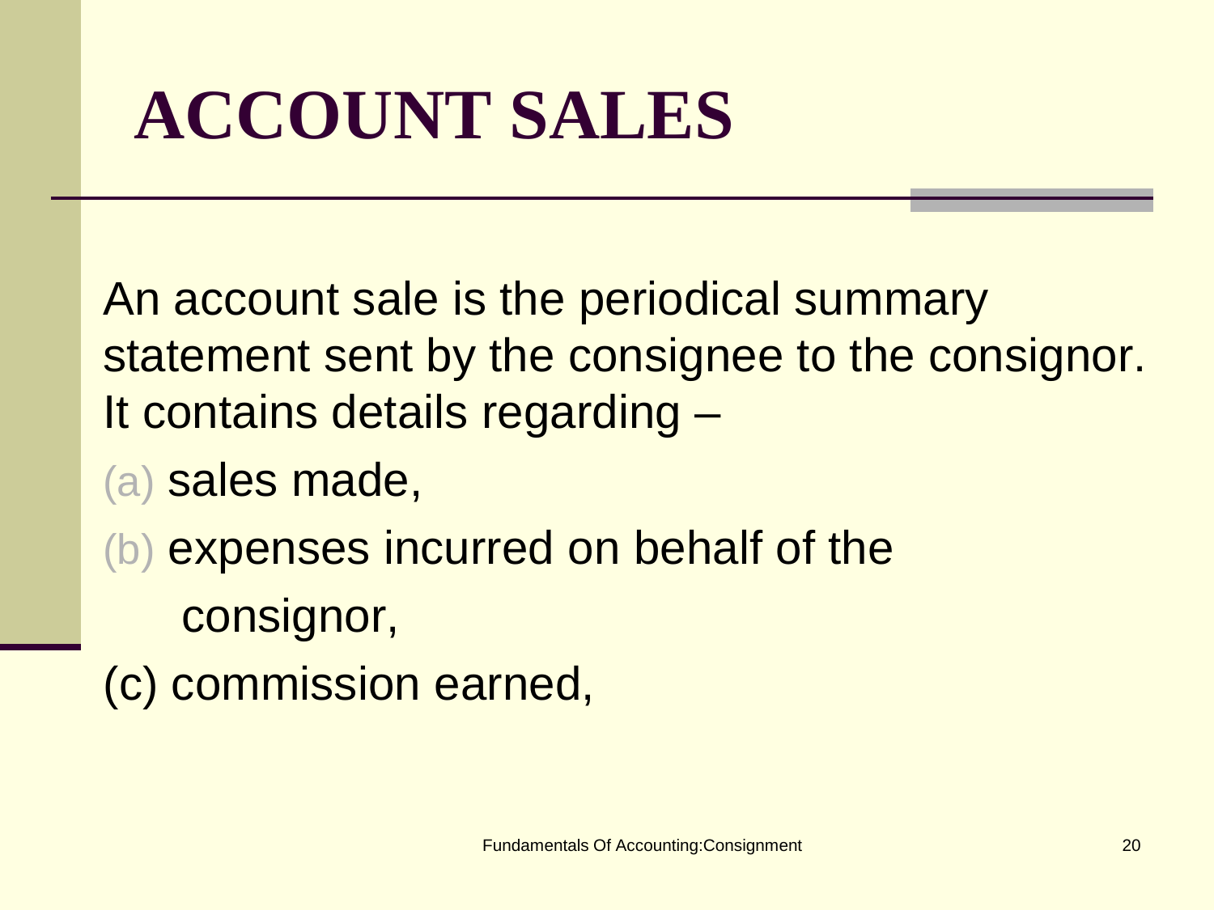# ACCOUNT SALES

An account sale is the periodical summary statement sent by the consignee to the consignor. It contains details regarding –

(a) sales made,

(b) expenses incurred on behalf of the consignor,

(c) commission earned,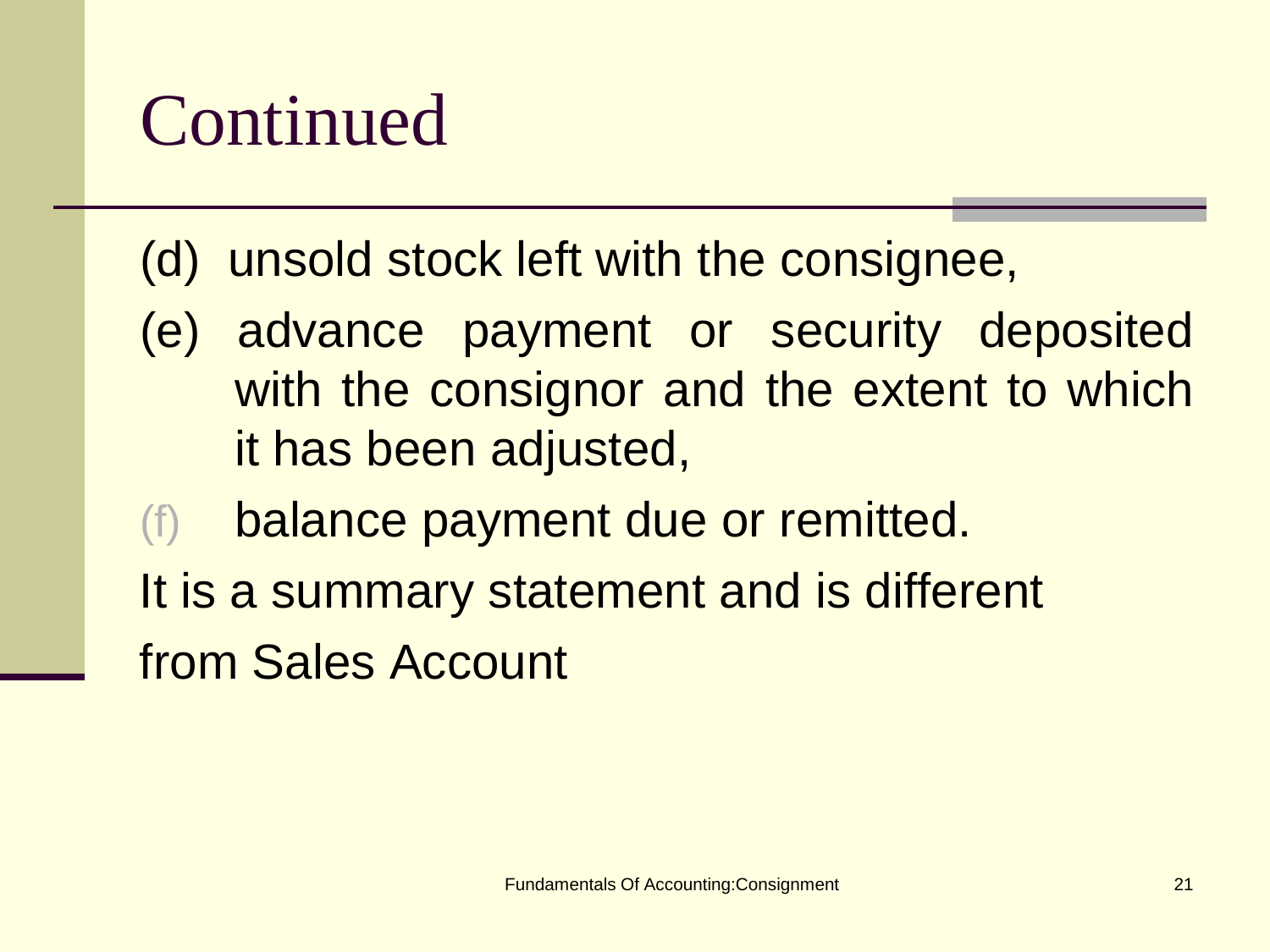# Continued

(d) unsold stock left with the consignee,

(e) advance payment or security deposited with the consignor and the extent to which it has been adjusted,

(f) balance payment due or remitted.

It is a summary statement and is different from Sales Account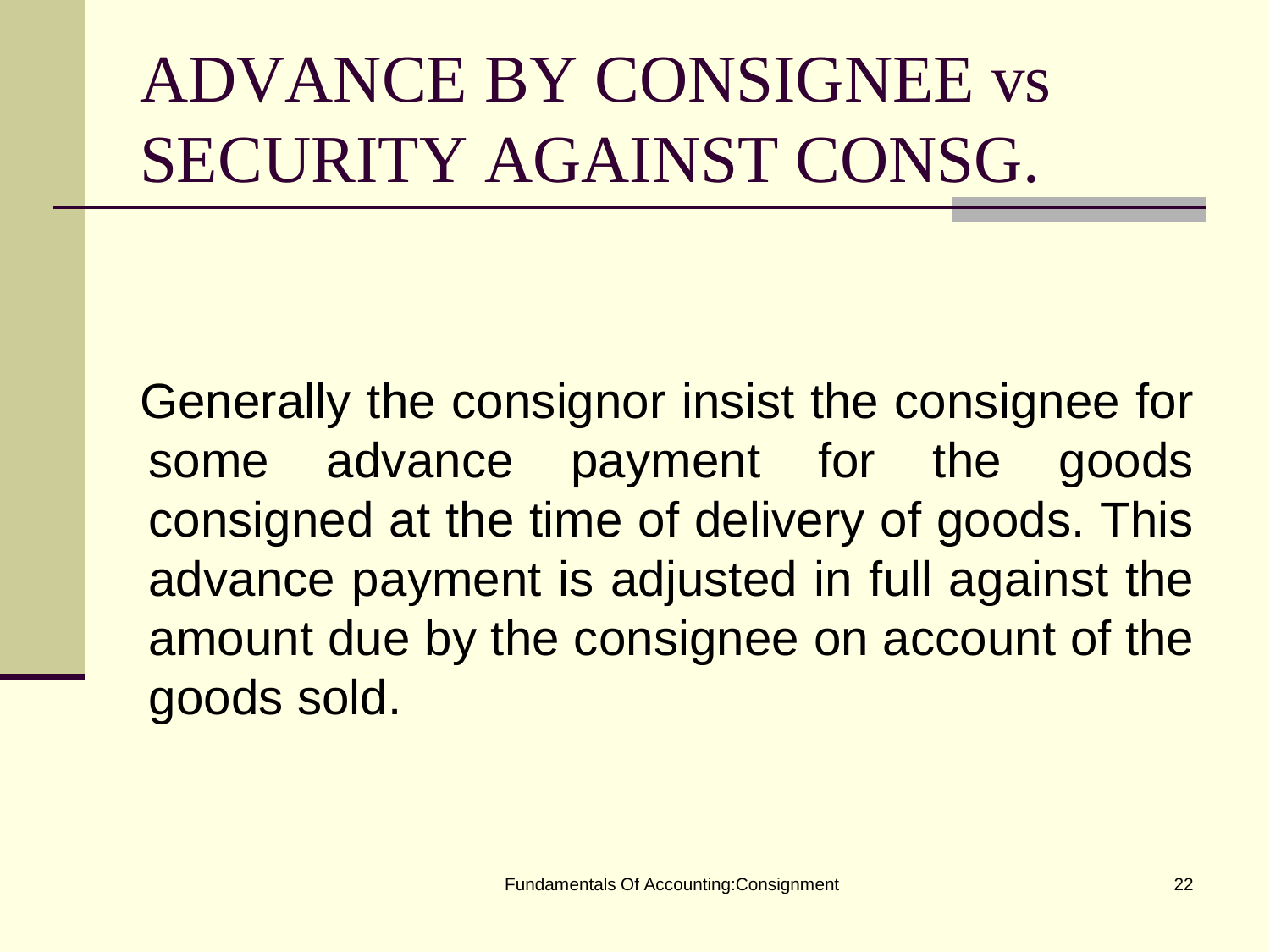# ADVANCE BY CONSIGNEE vs SECURITY AGAINST CONSG.

Generally the consignor insist the consignee for some advance payment for the goods consigned at the time of delivery of goods. This advance payment is adjusted in full against the amount due by the consignee on account of the goods sold.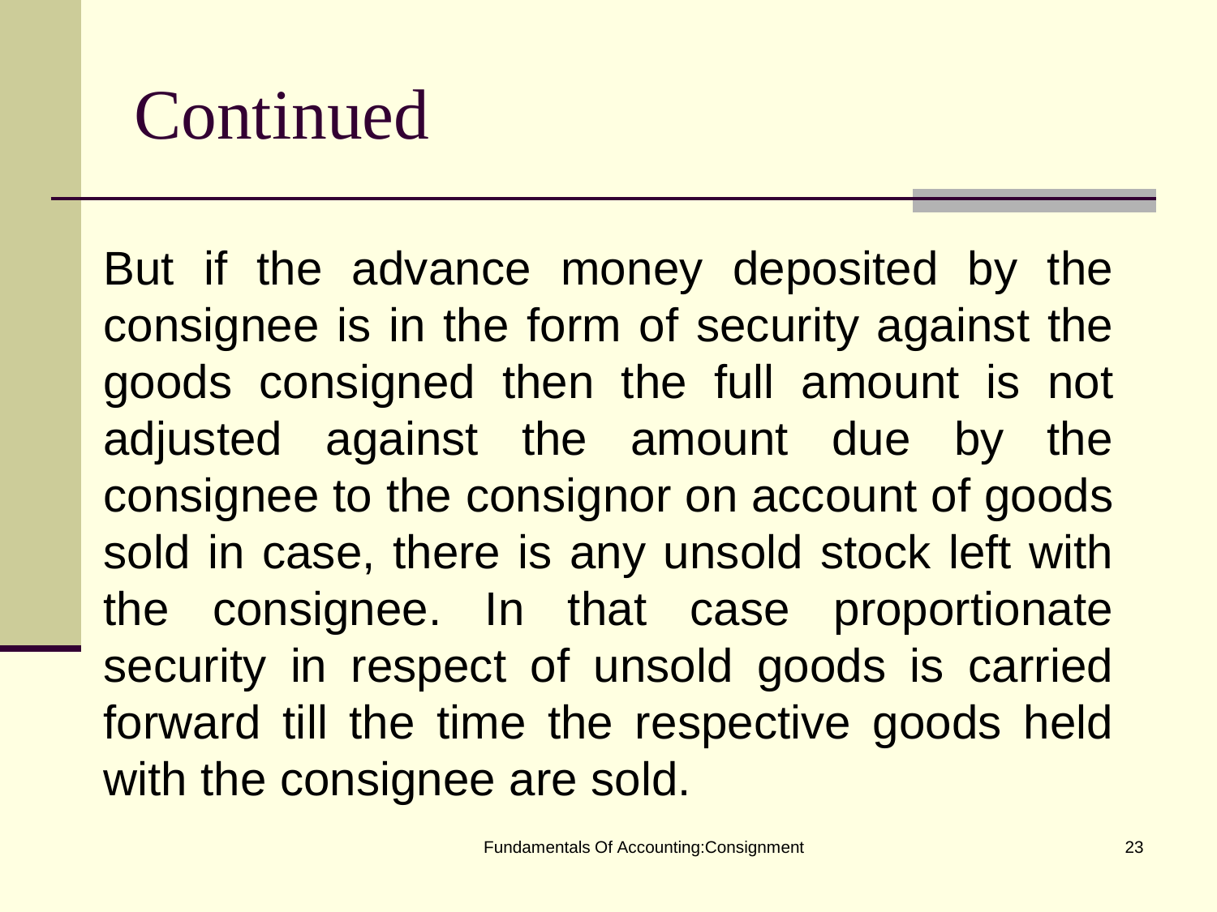# Continued

But if the advance money deposited by the consignee is in the form of security against the goods consigned then the full amount is not adjusted against the amount due by the consignee to the consignor on account of goods sold in case, there is any unsold stock left with the consignee. In that case proportionate security in respect of unsold goods is carried forward till the time the respective goods held with the consignee are sold.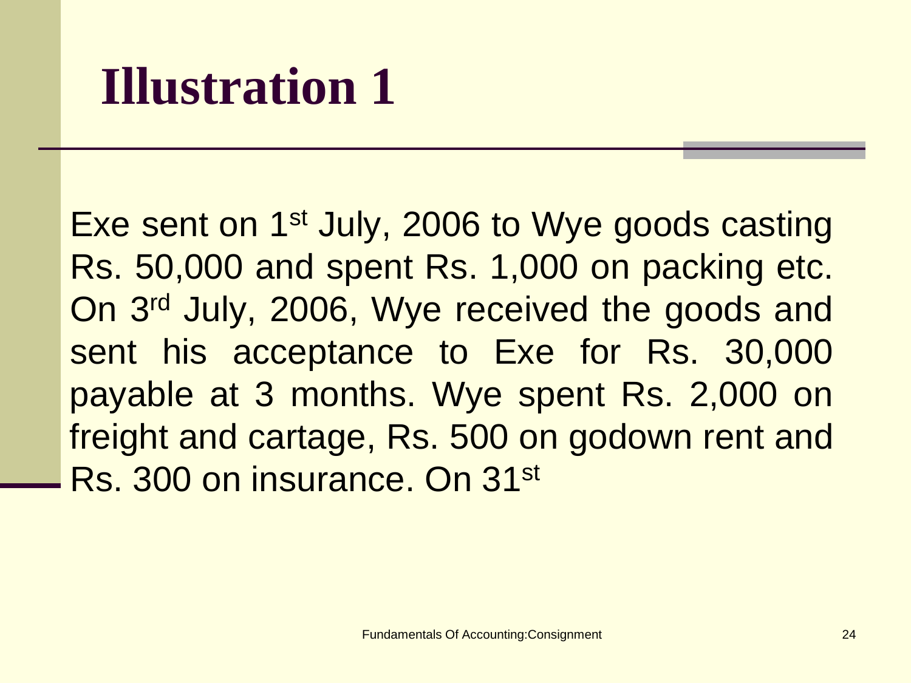# Illustration 1

Exe sent on 1st July, 2006 to Wye goods casting Rs. 50,000 and spent Rs. 1,000 on packing etc. On 3rd July, 2006, Wye received the goods and sent his acceptance to Exe for Rs. 30,000 payable at 3 months. Wye spent Rs. 2,000 on freight and cartage, Rs. 500 on godown rent and Rs. 300 on insurance. On 31st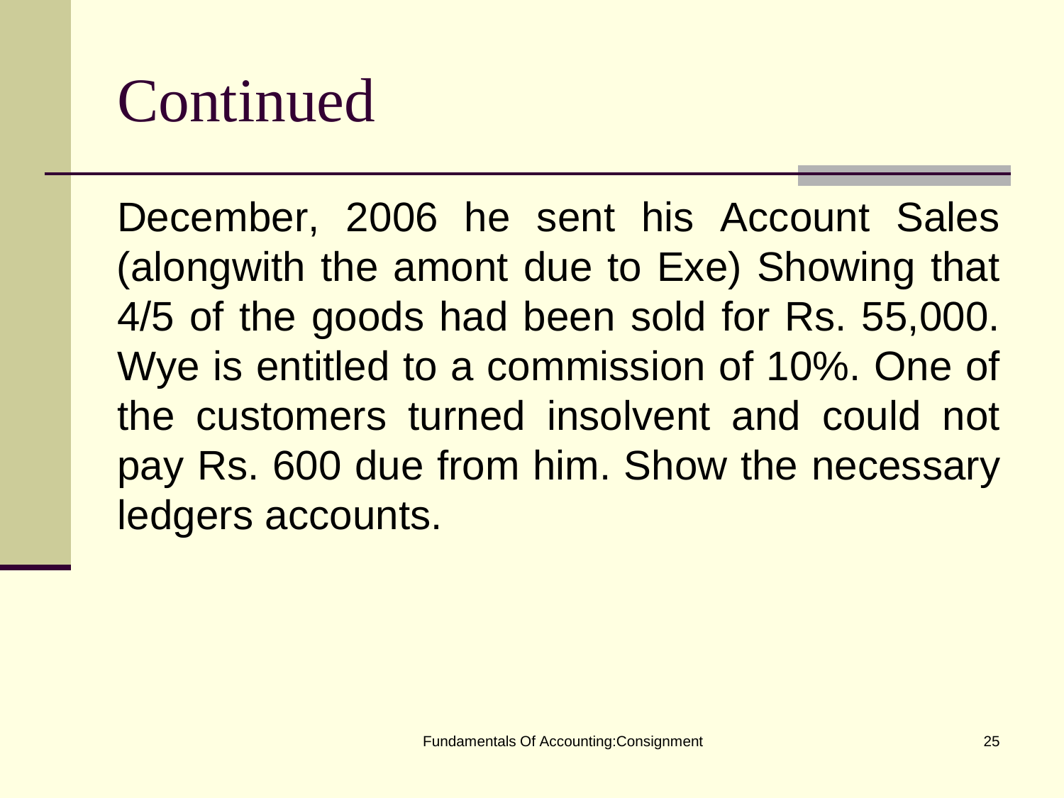# Continued

December, 2006 he sent his Account Sales (alongwith the amont due to Exe) Showing that 4/5 of the goods had been sold for Rs. 55,000. Wye is entitled to a commission of 10%. One of the customers turned insolvent and could not pay Rs. 600 due from him. Show the necessary ledgers accounts.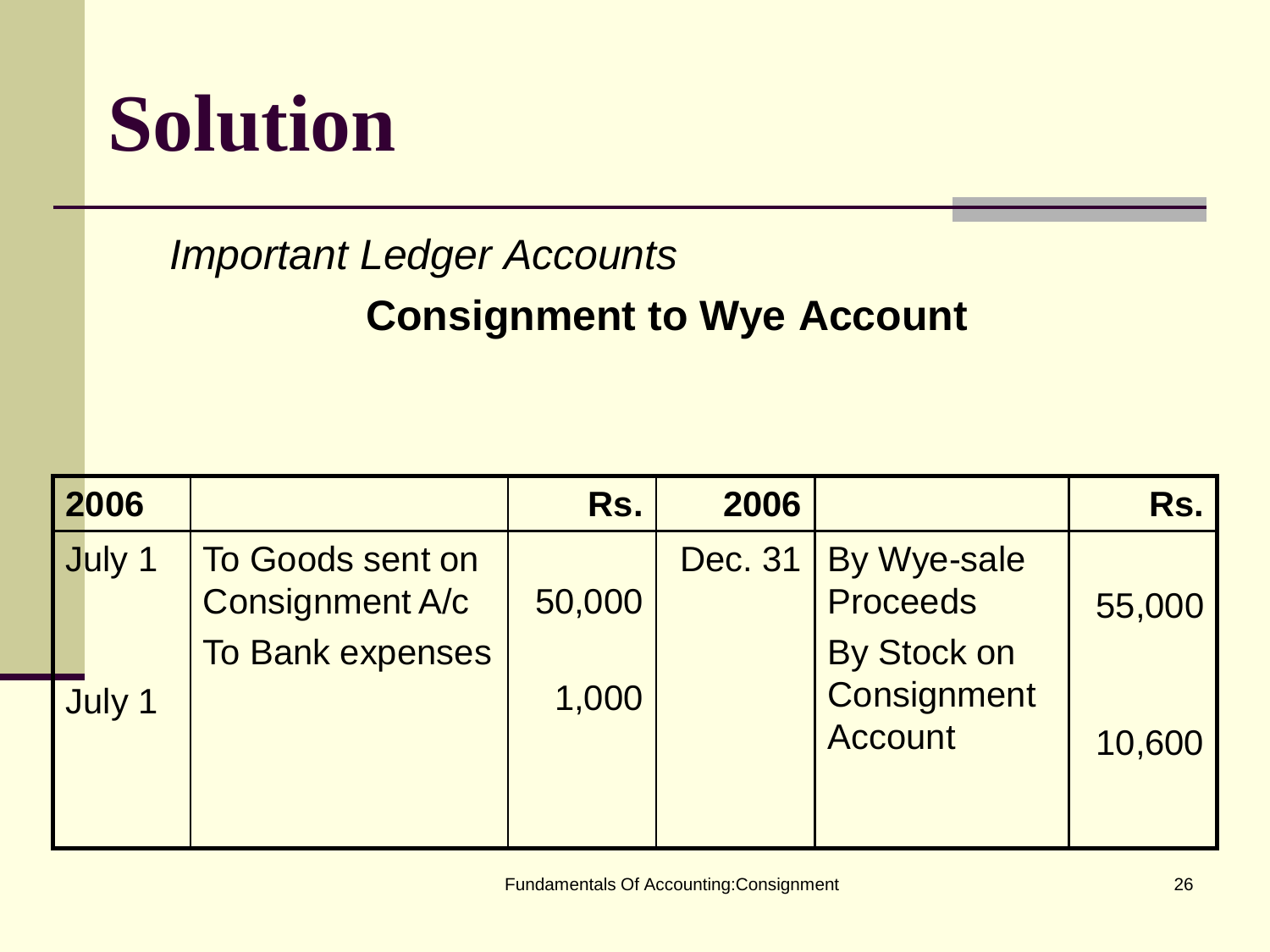# Solution

*Important Ledger Accounts*

**Consignment to Wye Account**

| 2006 | | Rs. | 2006 | | Rs. |
|---|---|---|---|---|---|
| July 1 | To Goods sent on Consignment A/c | 50,000 | Dec. 31 | By Wye-sale Proceeds | 55,000 |
| July 1 | To Bank expenses | 1,000 | | By Stock on Consignment Account | 10,600 |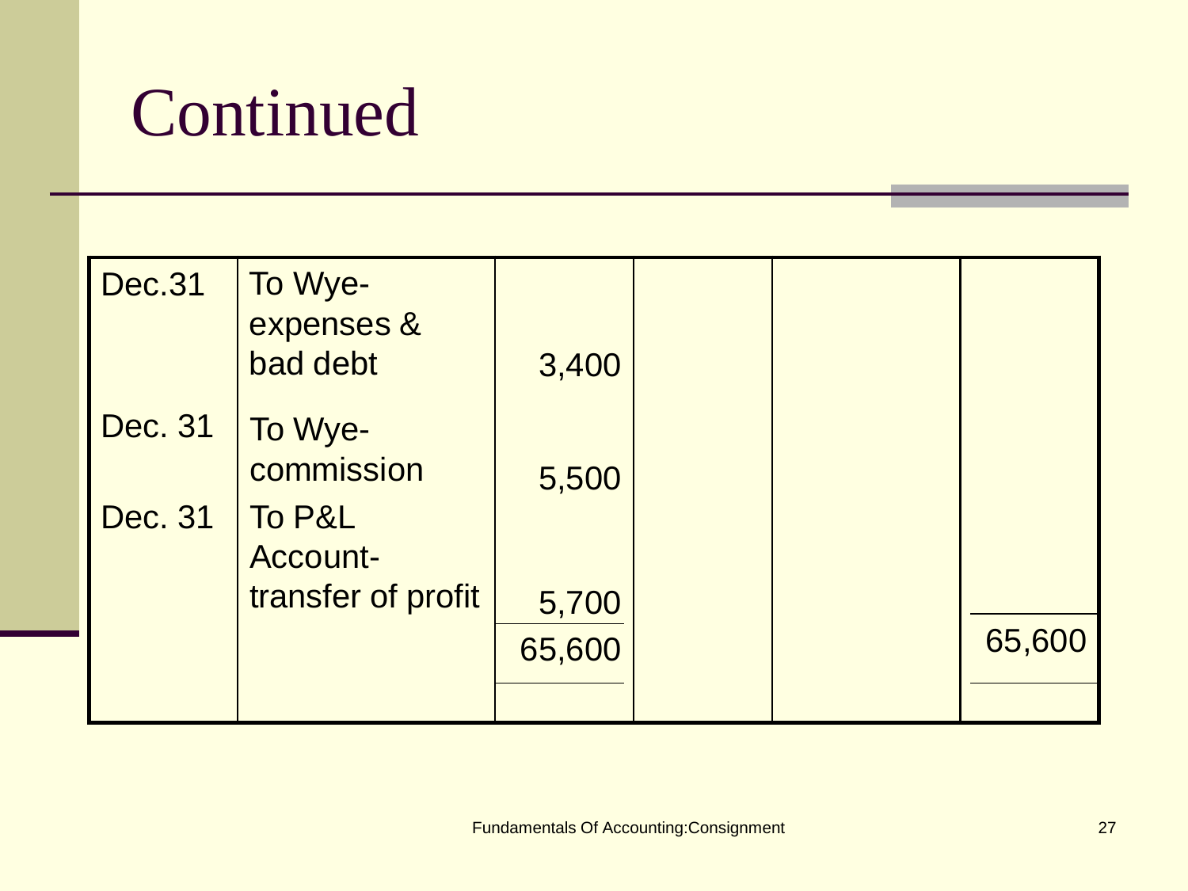# Continued

| | | | | | |
|---|---|---|---|---|---|
| Dec.31 | To Wye-expenses & bad debt | 3,400 | | | |
| Dec. 31 | To Wye-commission | 5,500 | | | |
| Dec. 31 | To P&L Account-transfer of profit | 5,700 | | | |
| | | 65,600 | | | 65,600 |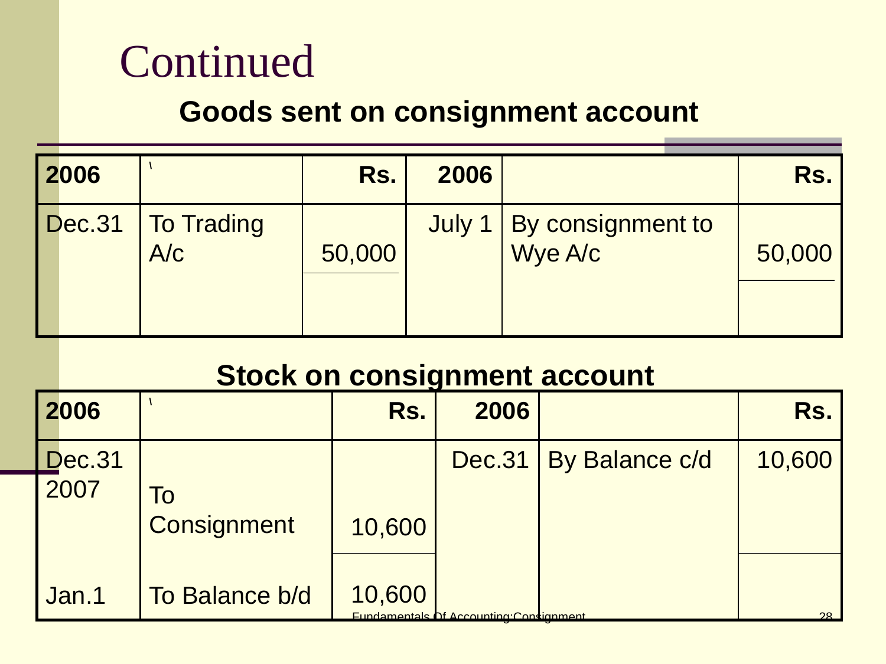# Continued

## Goods sent on consignment account

| 2006 | \ | Rs. | 2006 | | Rs. |
|---|---|---|---|---|---|
| Dec.31 | To Trading A/c | 50,000 | July 1 | By consignment to Wye A/c | 50,000 |

## Stock on consignment account

| 2006 | \ | Rs. | 2006 | | Rs. |
|---|---|---|---|---|---|
| Dec.31 | To Consignment | 10,600 | Dec.31 | By Balance c/d | 10,600 |
| 2007 | | | | | |
| Jan.1 | To Balance b/d | 10,600 | | | |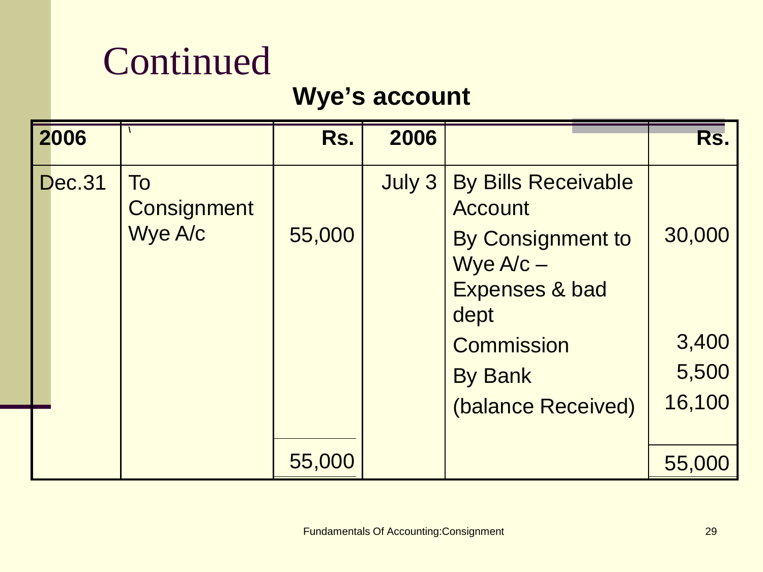# Continued

**Wye's account**

| 2006 | | Rs. | 2006 | | Rs. |
|---|---|---|---|---|---|
| Dec.31 | To Consignment Wye A/c | 55,000 | July 3 | By Bills Receivable Account | 30,000 |
| | | | | By Consignment to Wye A/c – Expenses & bad dept | |
| | | | | Commission | 3,400 |
| | | | | By Bank | 5,500 |
| | | | | (balance Received) | 16,100 |
| | | 55,000 | | | 55,000 |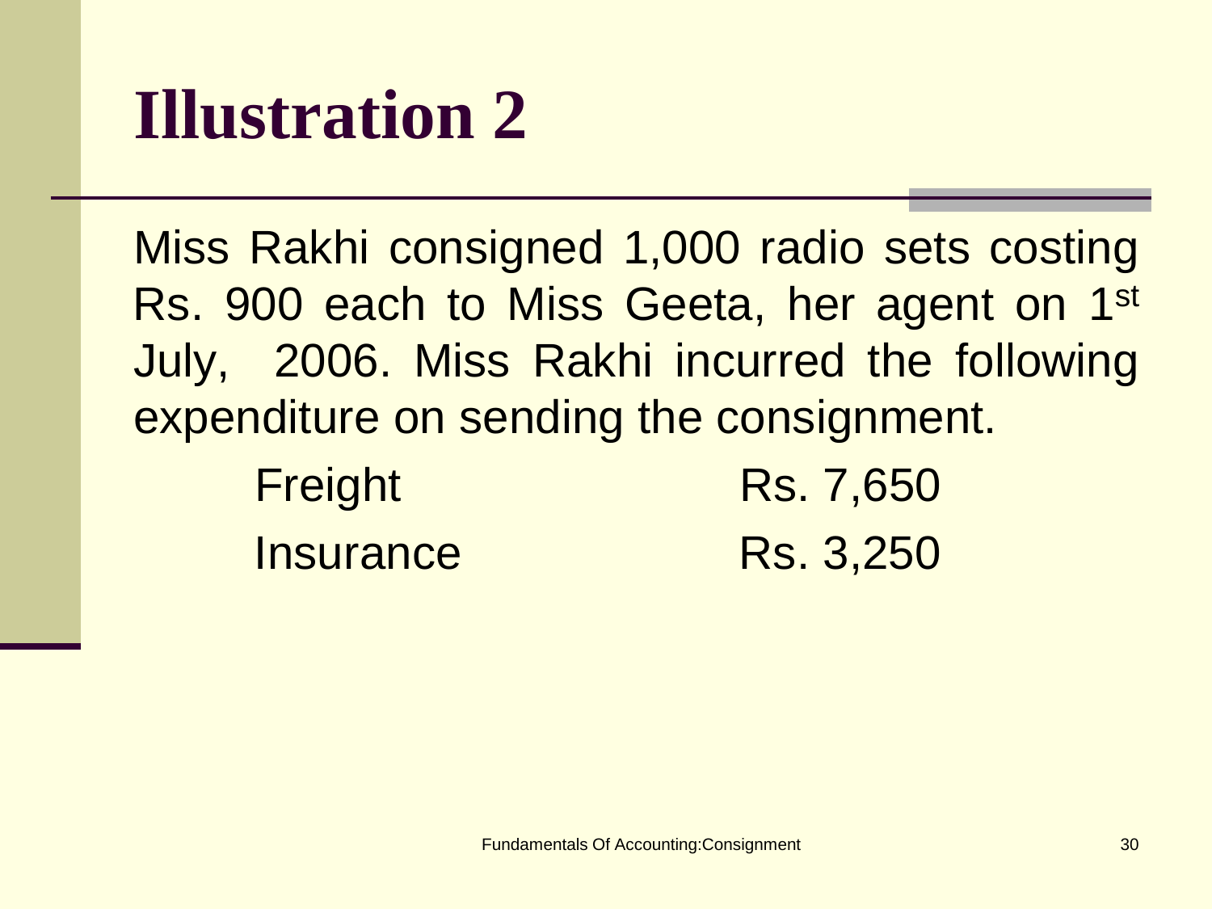# Illustration 2

Miss Rakhi consigned 1,000 radio sets costing Rs. 900 each to Miss Geeta, her agent on 1st July, 2006. Miss Rakhi incurred the following expenditure on sending the consignment.

| | |
|---|---|
| Freight | Rs. 7,650 |
| Insurance | Rs. 3,250 |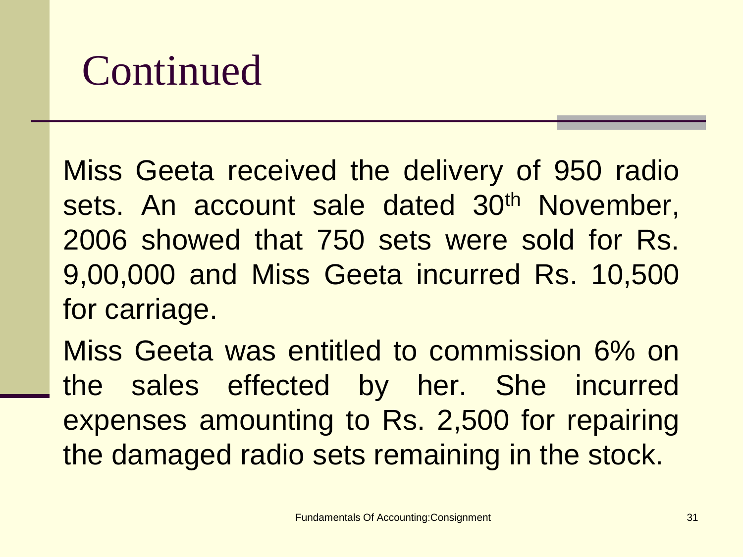# Continued

Miss Geeta received the delivery of 950 radio sets. An account sale dated 30th November, 2006 showed that 750 sets were sold for Rs. 9,00,000 and Miss Geeta incurred Rs. 10,500 for carriage.

Miss Geeta was entitled to commission 6% on the sales effected by her. She incurred expenses amounting to Rs. 2,500 for repairing the damaged radio sets remaining in the stock.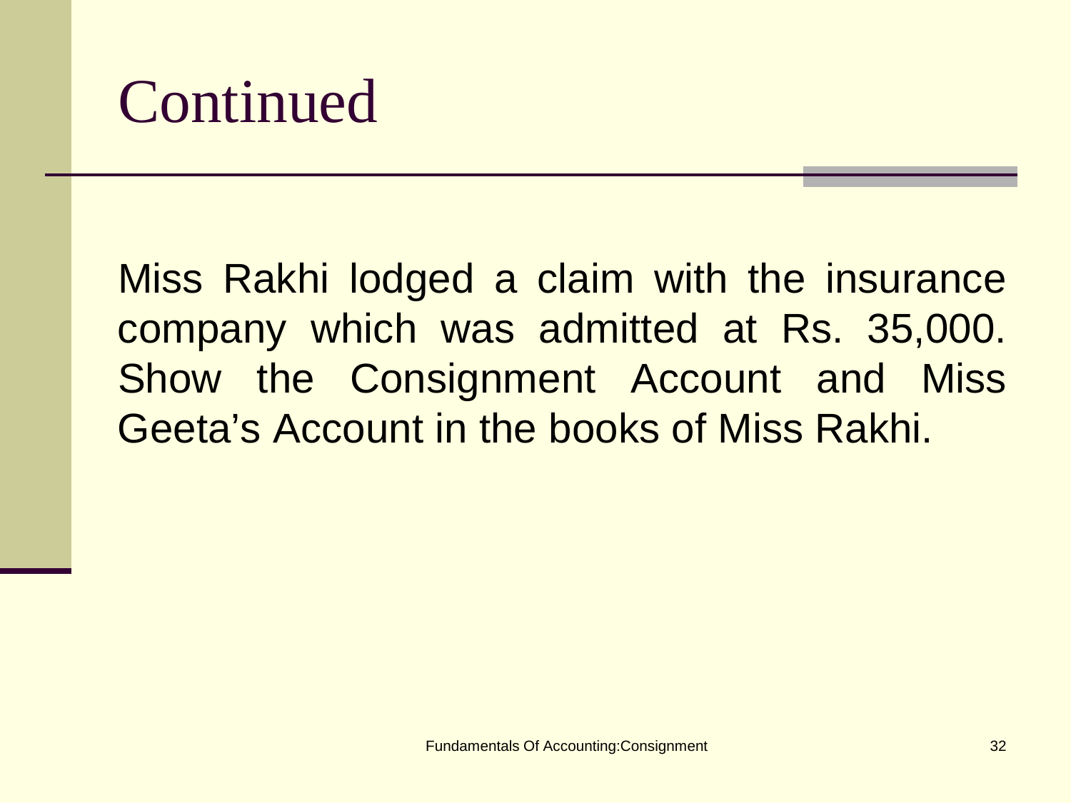# Continued

Miss Rakhi lodged a claim with the insurance company which was admitted at Rs. 35,000. Show the Consignment Account and Miss Geeta's Account in the books of Miss Rakhi.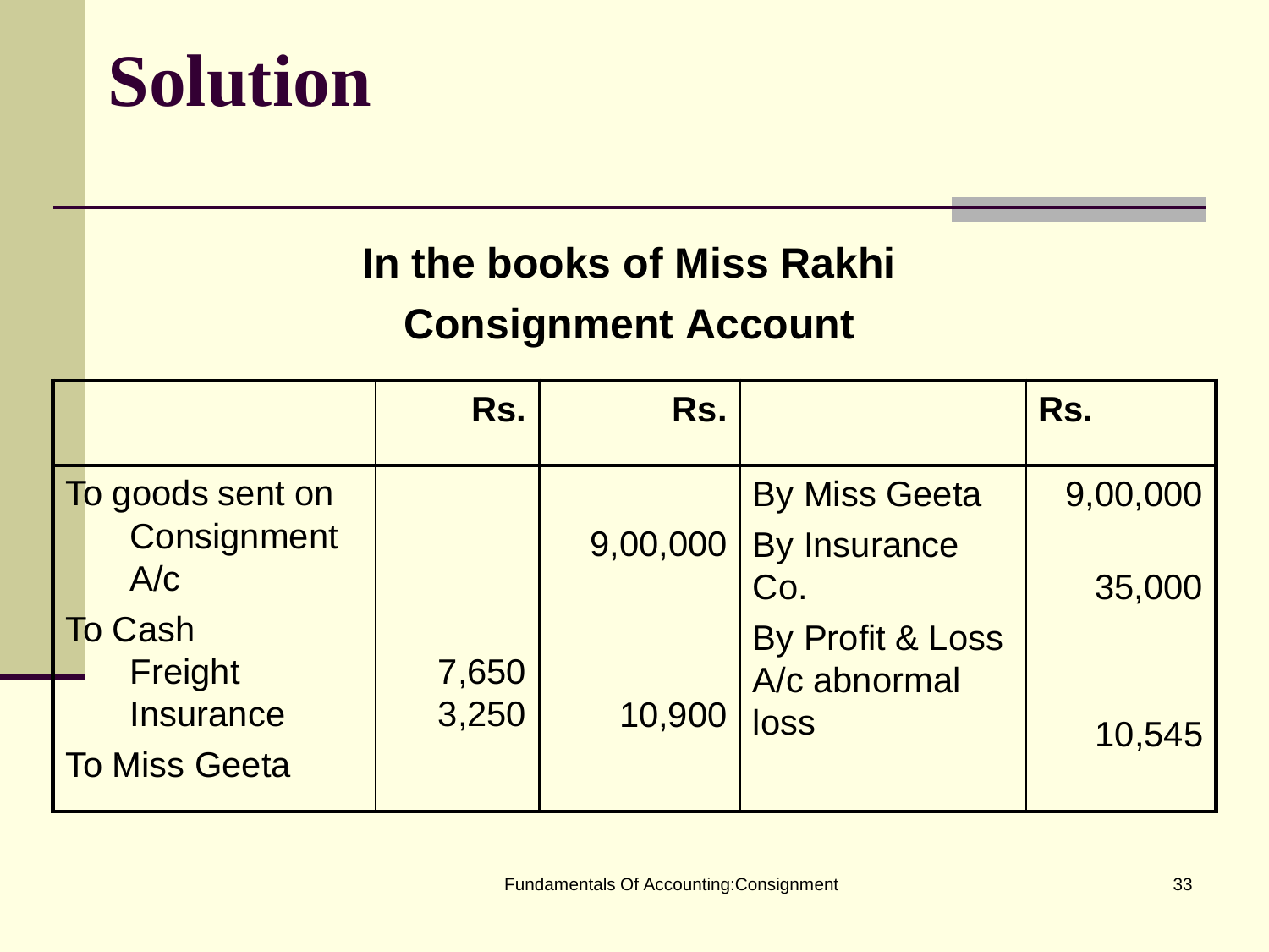# Solution

**In the books of Miss Rakhi**

**Consignment Account**

| | Rs. | Rs. | | Rs. |
|---|---|---|---|---|
| To goods sent on Consignment A/c | | 9,00,000 | By Miss Geeta | 9,00,000 |
| To Cash | | | By Insurance Co. | 35,000 |
| Freight | 7,650 | | By Profit & Loss A/c abnormal loss | 10,545 |
| Insurance | 3,250 | 10,900 | | |
| To Miss Geeta | | | | |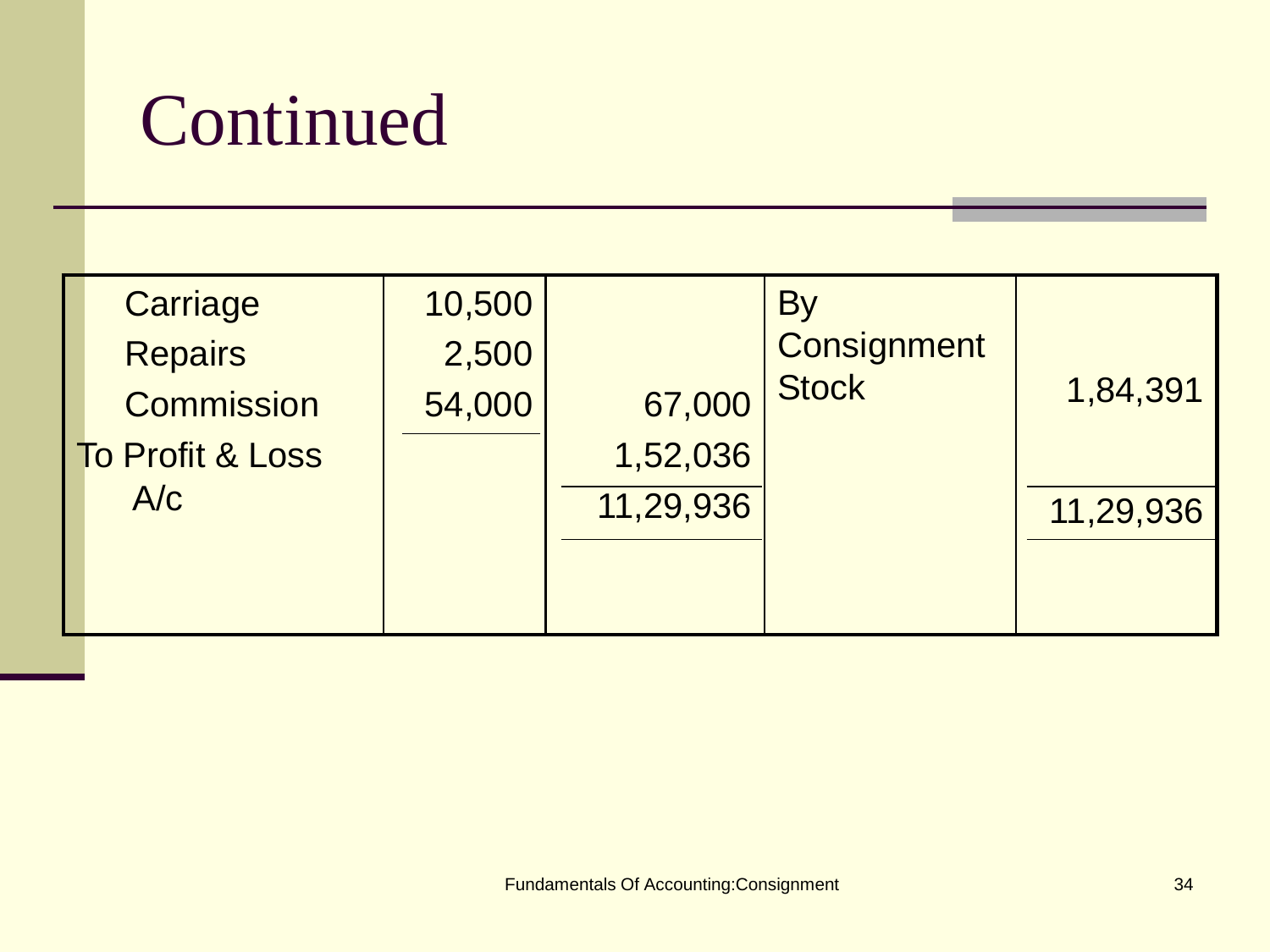# Continued

| | | | | |
|---|---|---|---|---|
| Carriage | 10,500 | | By Consignment Stock | 1,84,391 |
| Repairs | 2,500 | | | |
| Commission | 54,000 | 67,000 | | |
| To Profit & Loss A/c | | 1,52,036 | | |
| | | 11,29,936 | | 11,29,936 |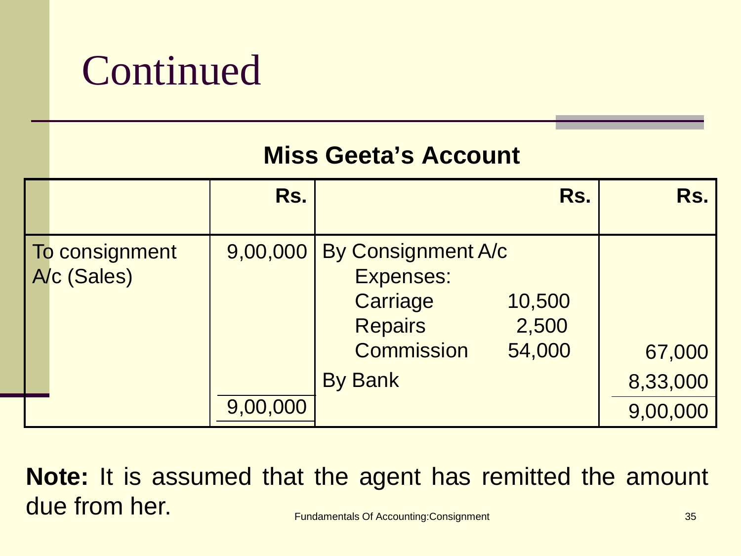# Continued

**Miss Geeta's Account**

| | Rs. | | Rs. | Rs. |
|---|---|---|---|---|
| To consignment A/c (Sales) | 9,00,000 | By Consignment A/c | | |
| | | Expenses: | | |
| | | Carriage | 10,500 | |
| | | Repairs | 2,500 | |
| | | Commission | 54,000 | 67,000 |
| | | By Bank | | 8,33,000 |
| | 9,00,000 | | | 9,00,000 |

**Note:** It is assumed that the agent has remitted the amount due from her.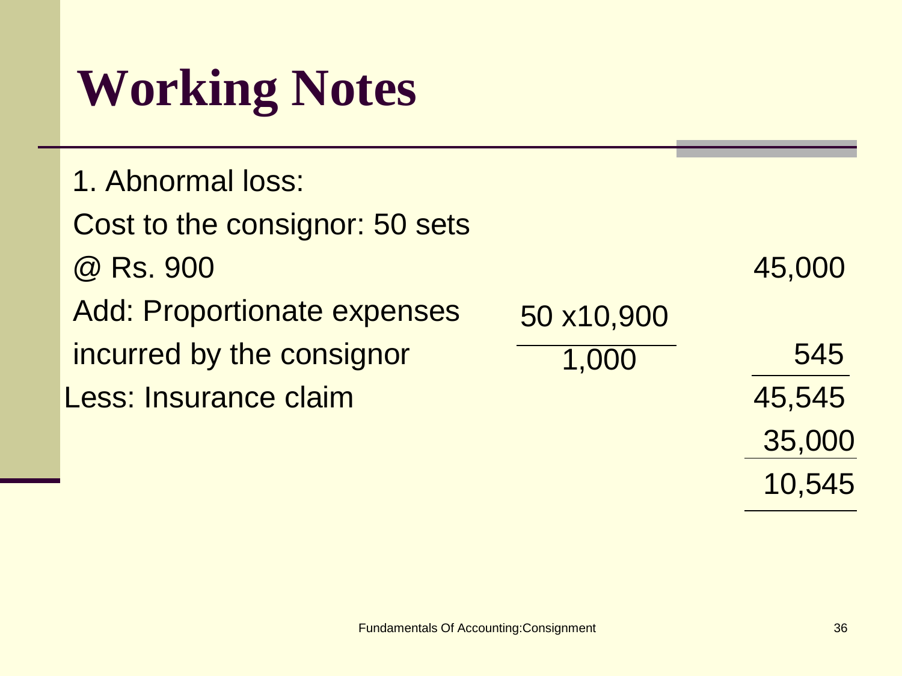# Working Notes

1. Abnormal loss:

| | | |
|---|---|---|
| Cost to the consignor: 50 sets @ Rs. 900 | | 45,000 |
| Add: Proportionate expenses incurred by the consignor | $\frac{50 \times 10{,}900}{1{,}000}$ | 545 |
| | | 45,545 |
| Less: Insurance claim | | 35,000 |
| | | 10,545 |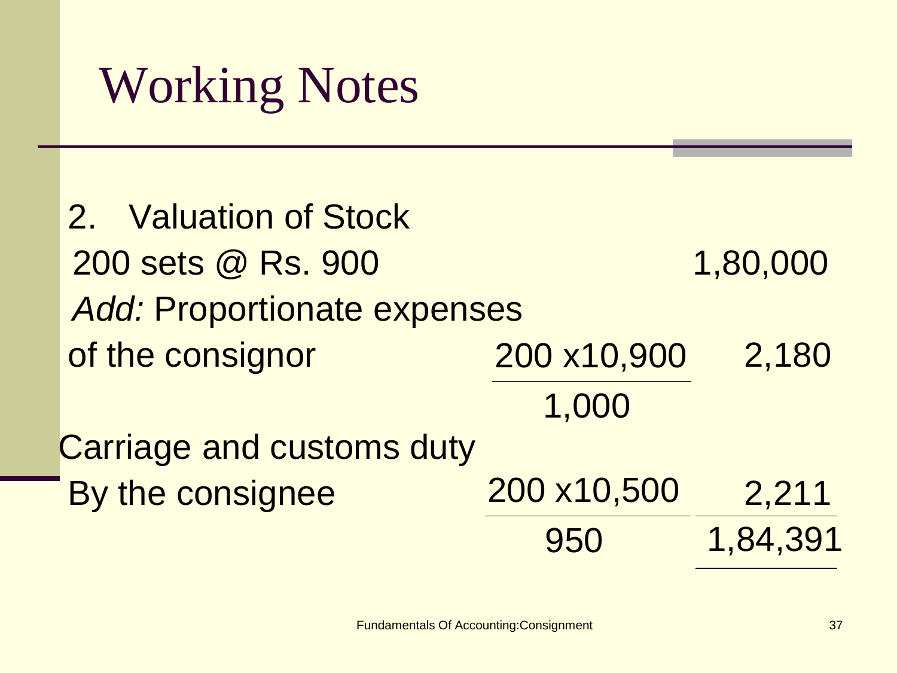# Working Notes

2. Valuation of Stock

| | | |
|---|---|---|
| 200 sets @ Rs. 900 | | 1,80,000 |
| *Add:* Proportionate expenses of the consignor | $\frac{200 \times 10{,}900}{1{,}000}$ | 2,180 |
| Carriage and customs duty By the consignee | $\frac{200 \times 10{,}500}{950}$ | 2,211 |
| | | 1,84,391 |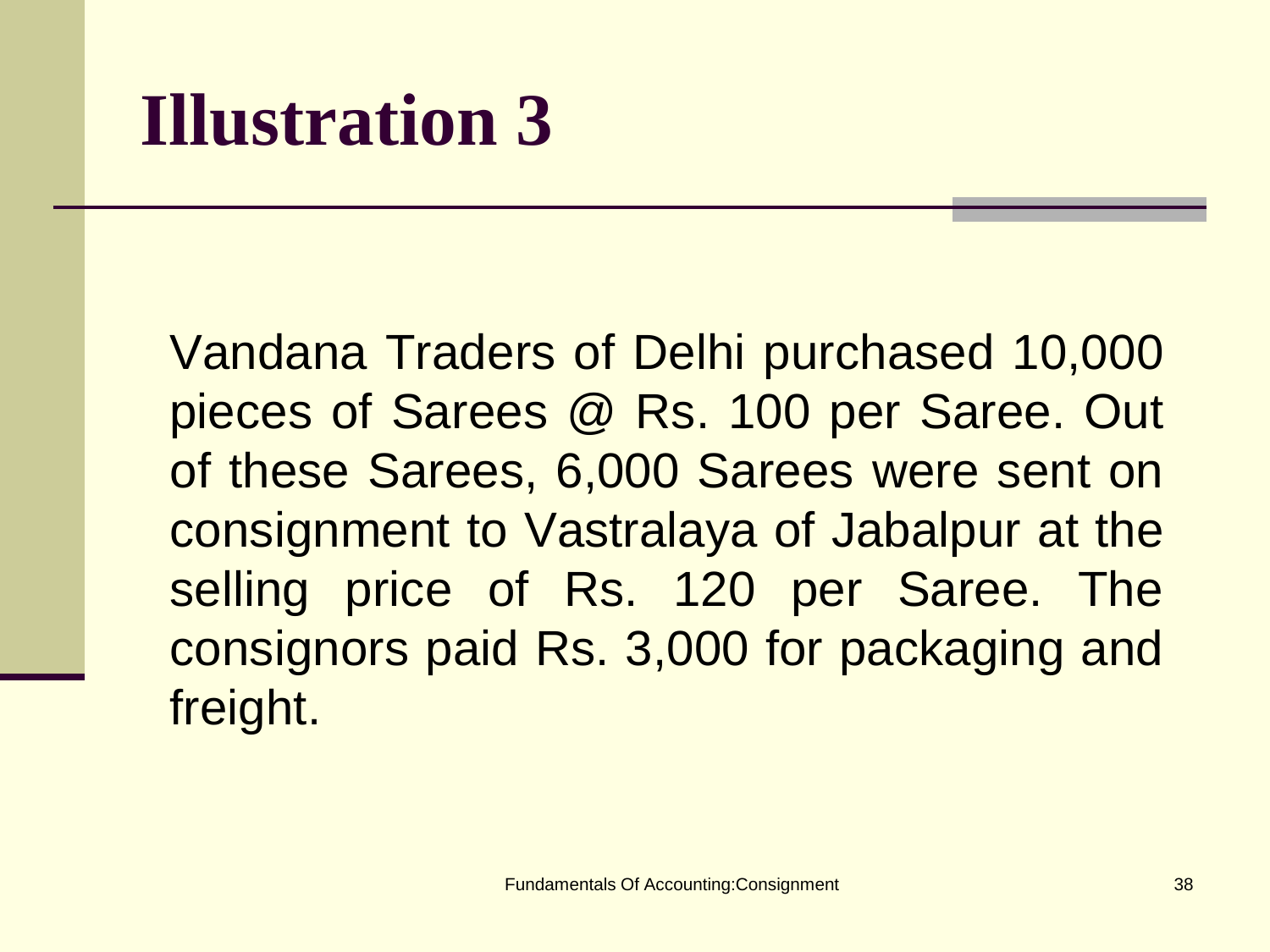# Illustration 3

Vandana Traders of Delhi purchased 10,000 pieces of Sarees @ Rs. 100 per Saree. Out of these Sarees, 6,000 Sarees were sent on consignment to Vastralaya of Jabalpur at the selling price of Rs. 120 per Saree. The consignors paid Rs. 3,000 for packaging and freight.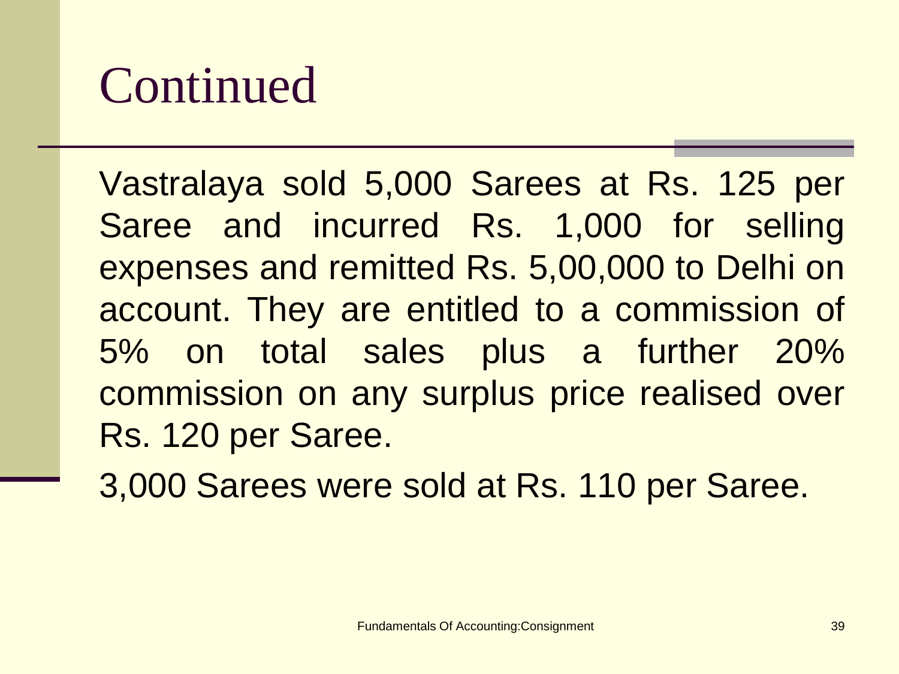# Continued

Vastralaya sold 5,000 Sarees at Rs. 125 per Saree and incurred Rs. 1,000 for selling expenses and remitted Rs. 5,00,000 to Delhi on account. They are entitled to a commission of 5% on total sales plus a further 20% commission on any surplus price realised over Rs. 120 per Saree.

3,000 Sarees were sold at Rs. 110 per Saree.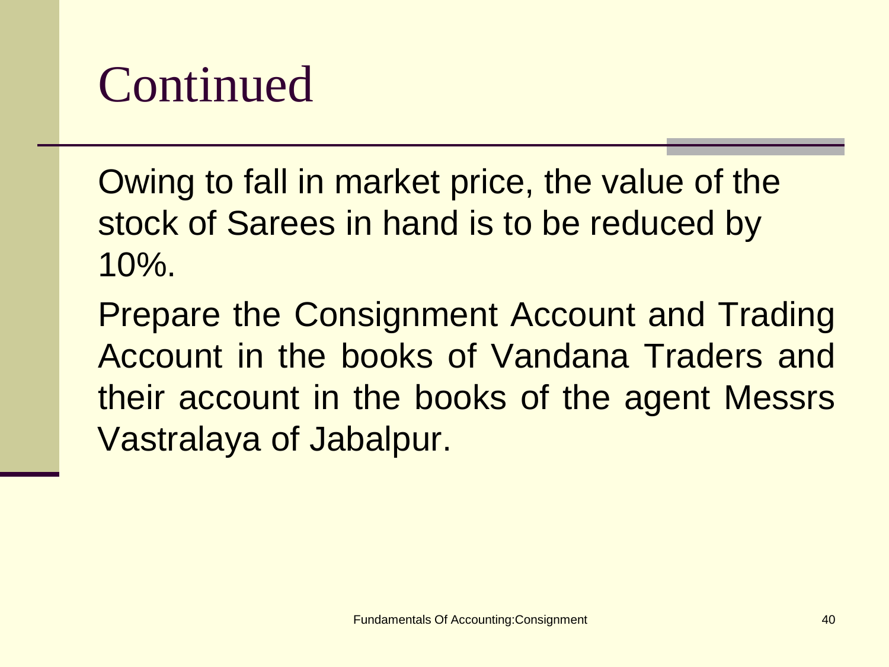# Continued

Owing to fall in market price, the value of the stock of Sarees in hand is to be reduced by 10%.

Prepare the Consignment Account and Trading Account in the books of Vandana Traders and their account in the books of the agent Messrs Vastralaya of Jabalpur.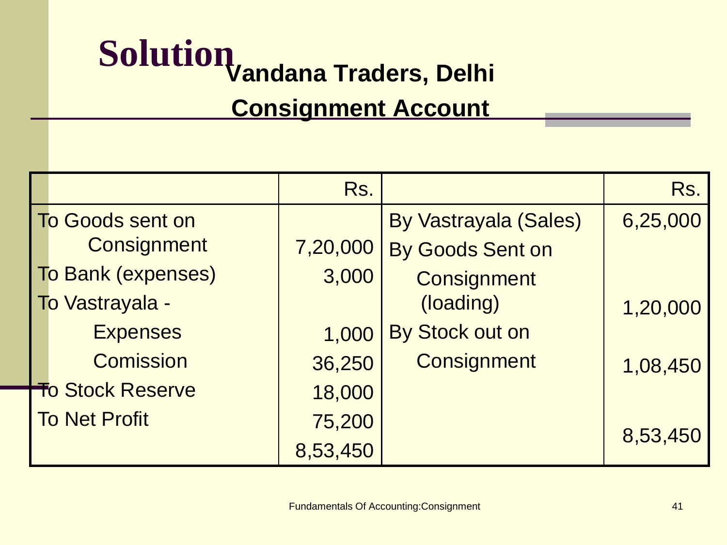# Solution

## Vandana Traders, Delhi

## Consignment Account

| | Rs. | | Rs. |
|---|---|---|---|
| To Goods sent on Consignment | 7,20,000 | By Vastrayala (Sales) | 6,25,000 |
| To Bank (expenses) | 3,000 | By Goods Sent on Consignment (loading) | 1,20,000 |
| To Vastrayala - Expenses | 1,000 | By Stock out on Consignment | 1,08,450 |
| Comission | 36,250 | | |
| To Stock Reserve | 18,000 | | |
| To Net Profit | 75,200 | | |
| | 8,53,450 | | 8,53,450 |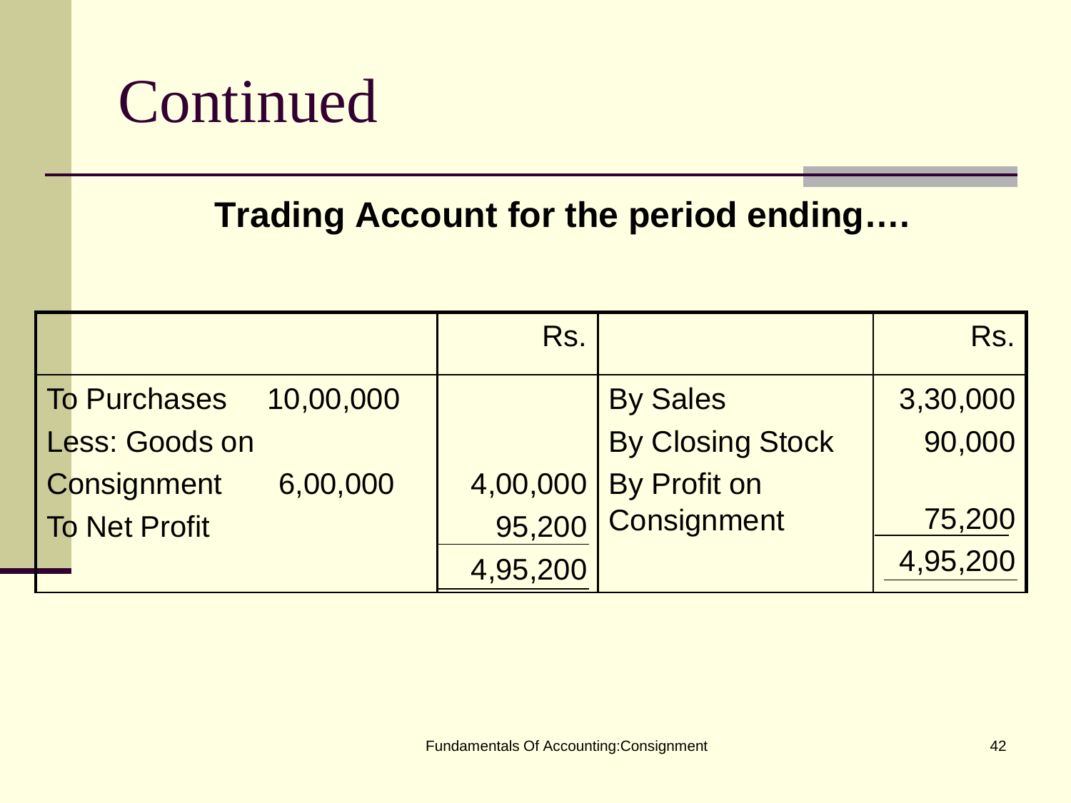# Continued

**Trading Account for the period ending….**

| | Rs. | | Rs. |
|---|---|---|---|
| To Purchases 10,00,000 | | By Sales | 3,30,000 |
| Less: Goods on | | By Closing Stock | 90,000 |
| Consignment 6,00,000 | 4,00,000 | By Profit on | |
| To Net Profit | 95,200 | Consignment | 75,200 |
| | 4,95,200 | | 4,95,200 |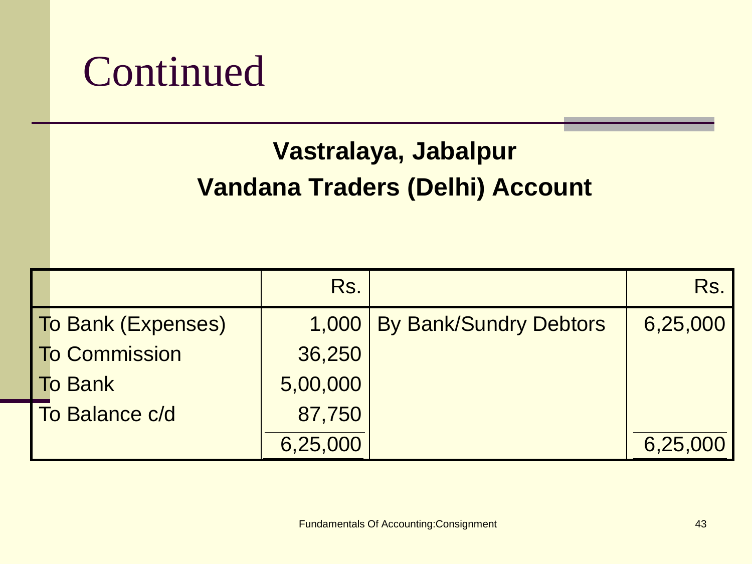# Continued

**Vastralaya, Jabalpur**

**Vandana Traders (Delhi) Account**

| | Rs. | | Rs. |
|---|---|---|---|
| To Bank (Expenses) | 1,000 | By Bank/Sundry Debtors | 6,25,000 |
| To Commission | 36,250 | | |
| To Bank | 5,00,000 | | |
| To Balance c/d | 87,750 | | |
| | 6,25,000 | | 6,25,000 |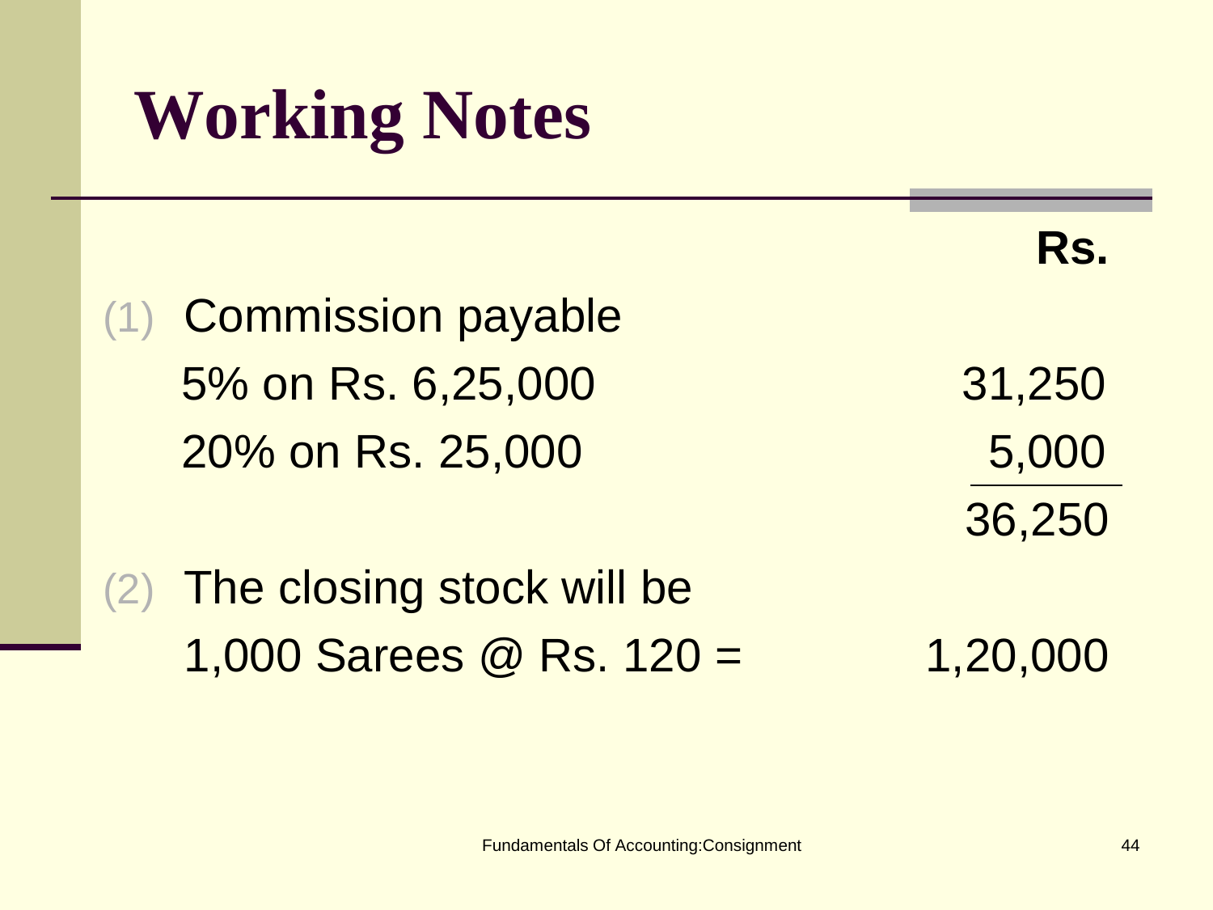# Working Notes

| | Rs. |
|---|---|
| (1) Commission payable | |
| 5% on Rs. 6,25,000 | 31,250 |
| 20% on Rs. 25,000 | 5,000 |
| | 36,250 |
| (2) The closing stock will be | |
| 1,000 Sarees @ Rs. 120 = | 1,20,000 |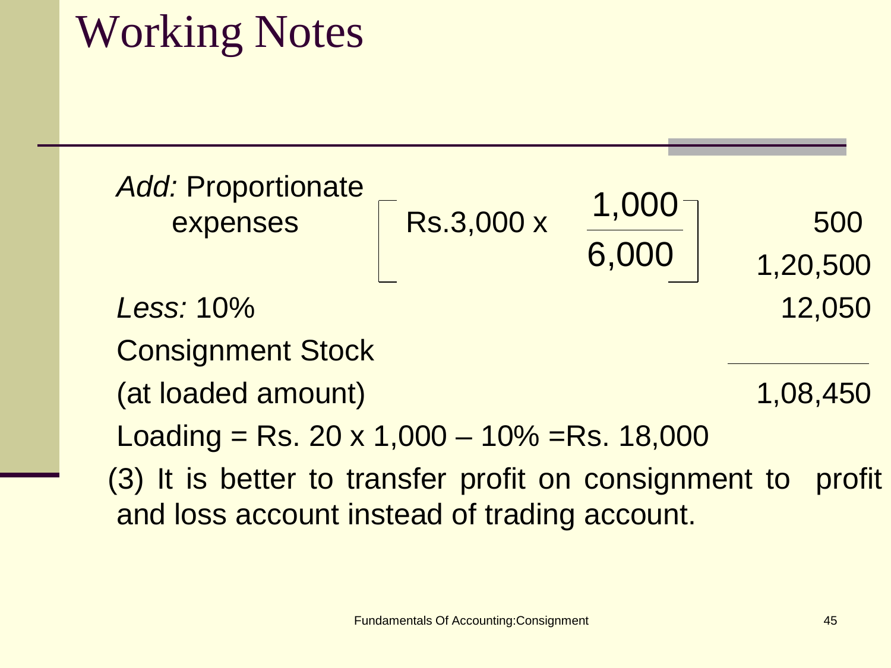# Working Notes

| | | |
|---|---|---|
| *Add:* Proportionate expenses | $\left[ \text{Rs.}3{,}000 \times \frac{1{,}000}{6{,}000} \right]$ | 500 |
| | | 1,20,500 |
| *Less:* 10% | | 12,050 |
| Consignment Stock (at loaded amount) | | 1,08,450 |

Loading = Rs. 20 x 1,000 – 10% =Rs. 18,000

(3) It is better to transfer profit on consignment to profit and loss account instead of trading account.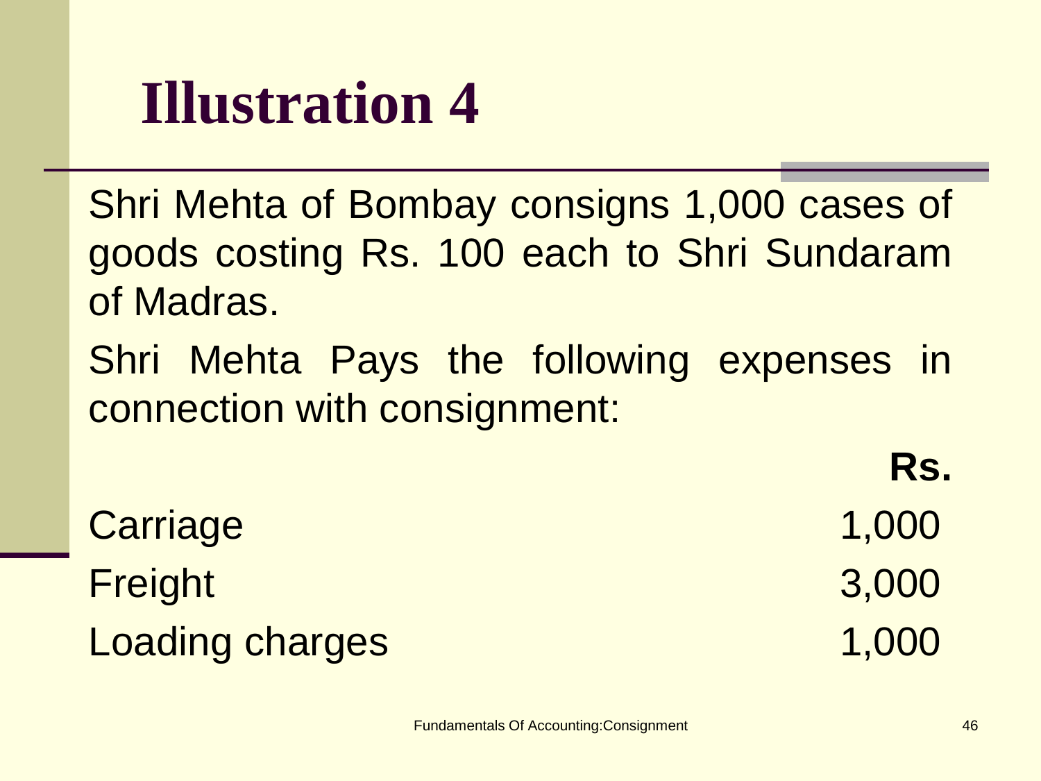# Illustration 4

Shri Mehta of Bombay consigns 1,000 cases of goods costing Rs. 100 each to Shri Sundaram of Madras.

Shri Mehta Pays the following expenses in connection with consignment:

| | Rs. |
|---|---|
| Carriage | 1,000 |
| Freight | 3,000 |
| Loading charges | 1,000 |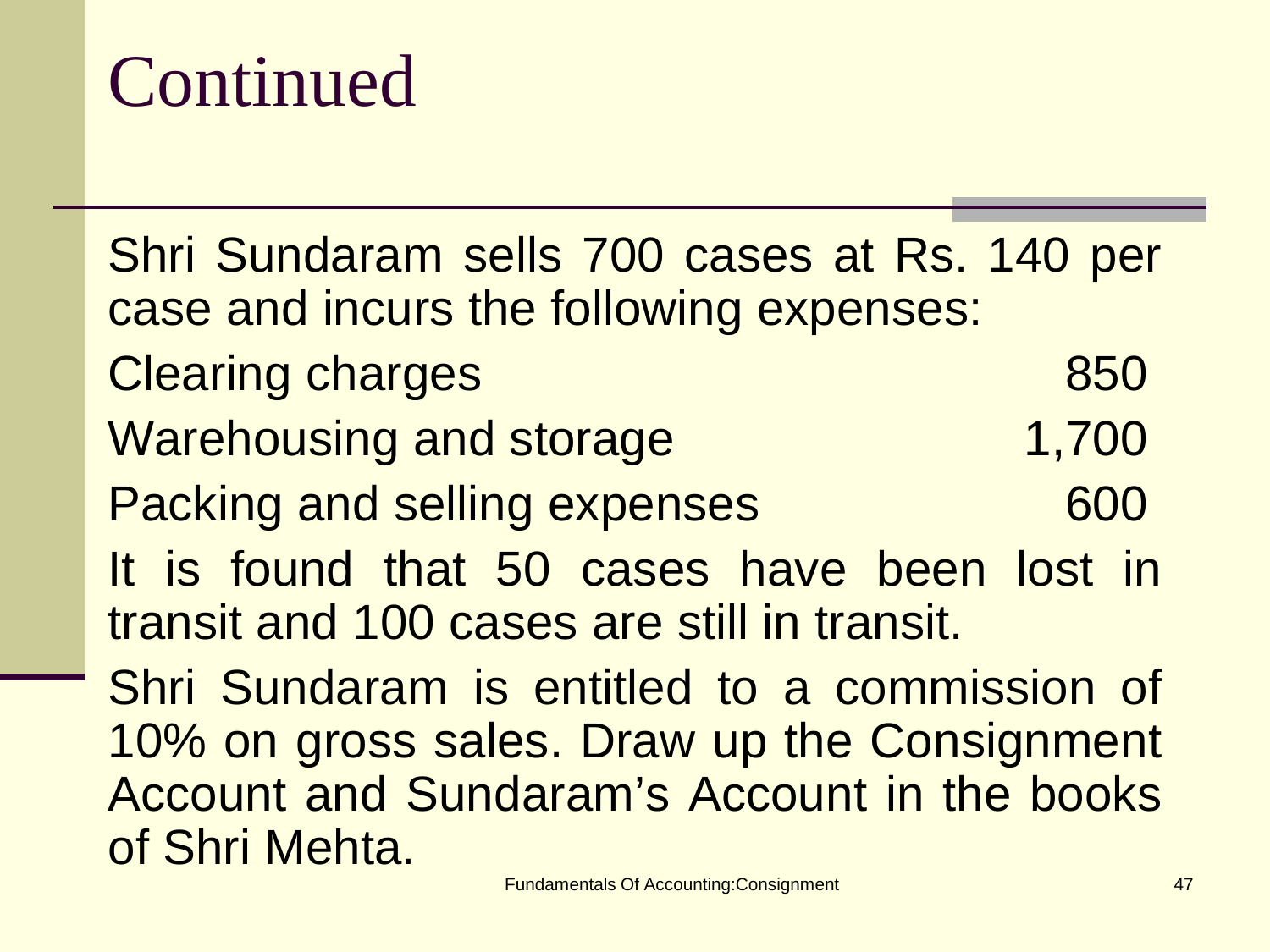# Continued

Shri Sundaram sells 700 cases at Rs. 140 per case and incurs the following expenses:

| | |
|---|---|
| Clearing charges | 850 |
| Warehousing and storage | 1,700 |
| Packing and selling expenses | 600 |

It is found that 50 cases have been lost in transit and 100 cases are still in transit.

Shri Sundaram is entitled to a commission of 10% on gross sales. Draw up the Consignment Account and Sundaram's Account in the books of Shri Mehta.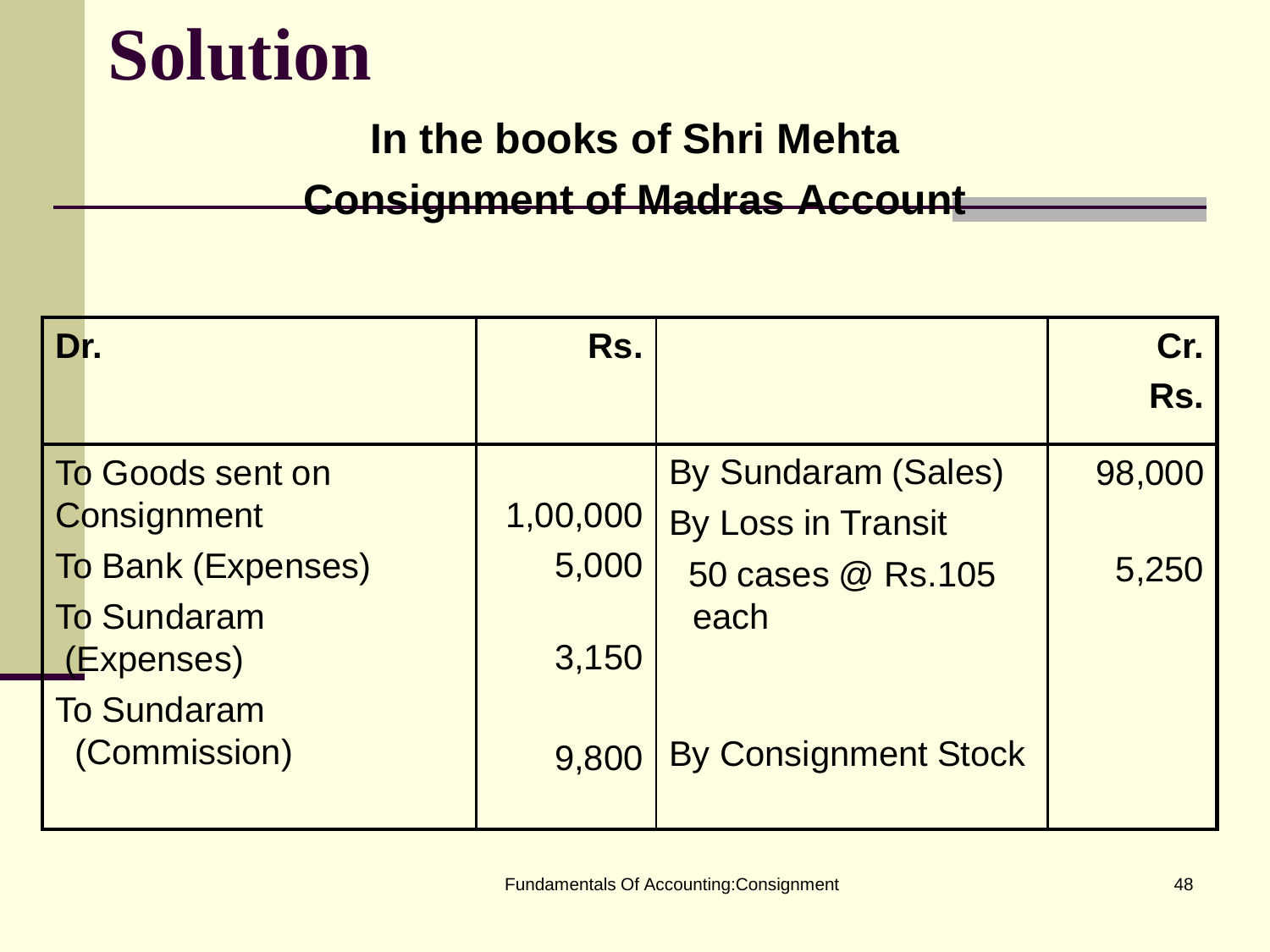# Solution

## In the books of Shri Mehta

## Consignment of Madras Account

| Dr. | Rs. | | Cr. Rs. |
|---|---|---|---|
| To Goods sent on Consignment | 1,00,000 | By Sundaram (Sales) | 98,000 |
| To Bank (Expenses) | 5,000 | By Loss in Transit 50 cases @ Rs.105 each | 5,250 |
| To Sundaram (Expenses) | 3,150 | | |
| To Sundaram (Commission) | 9,800 | By Consignment Stock | |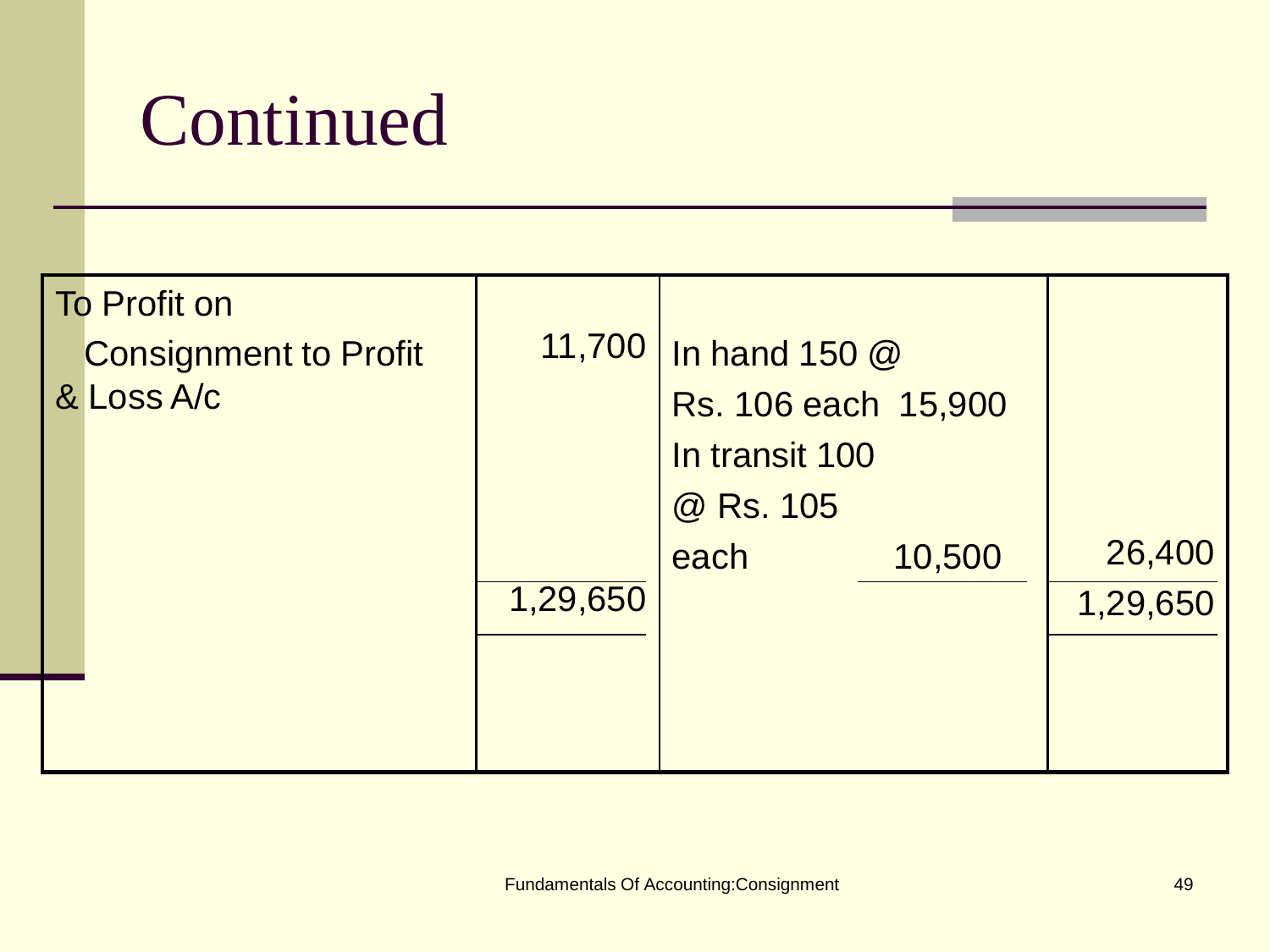# Continued

| | | | |
|---|---|---|---|
| To Profit on Consignment to Profit & Loss A/c | 11,700 | In hand 150 @ Rs. 106 each 15,900<br>In transit 100 @ Rs. 105 each 10,500 | 26,400 |
| | 1,29,650 | | 1,29,650 |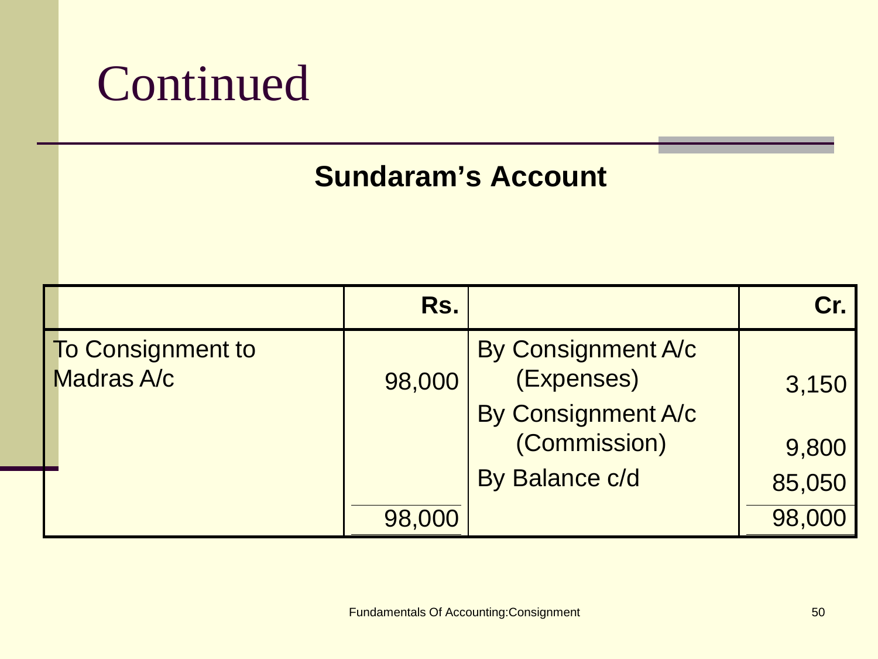# Continued

**Sundaram's Account**

| | Rs. | | Cr. |
|---|---|---|---|
| To Consignment to Madras A/c | 98,000 | By Consignment A/c (Expenses) | 3,150 |
| | | By Consignment A/c (Commission) | 9,800 |
| | | By Balance c/d | 85,050 |
| | 98,000 | | 98,000 |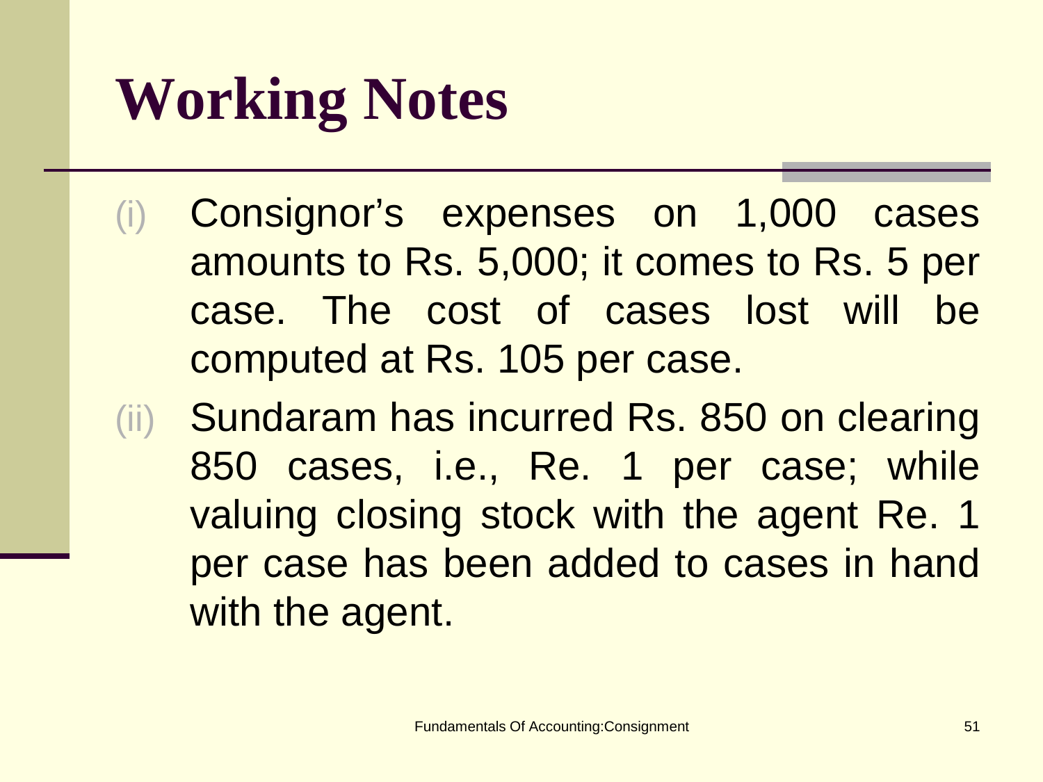# Working Notes

(i) Consignor's expenses on 1,000 cases amounts to Rs. 5,000; it comes to Rs. 5 per case. The cost of cases lost will be computed at Rs. 105 per case.

(ii) Sundaram has incurred Rs. 850 on clearing 850 cases, i.e., Re. 1 per case; while valuing closing stock with the agent Re. 1 per case has been added to cases in hand with the agent.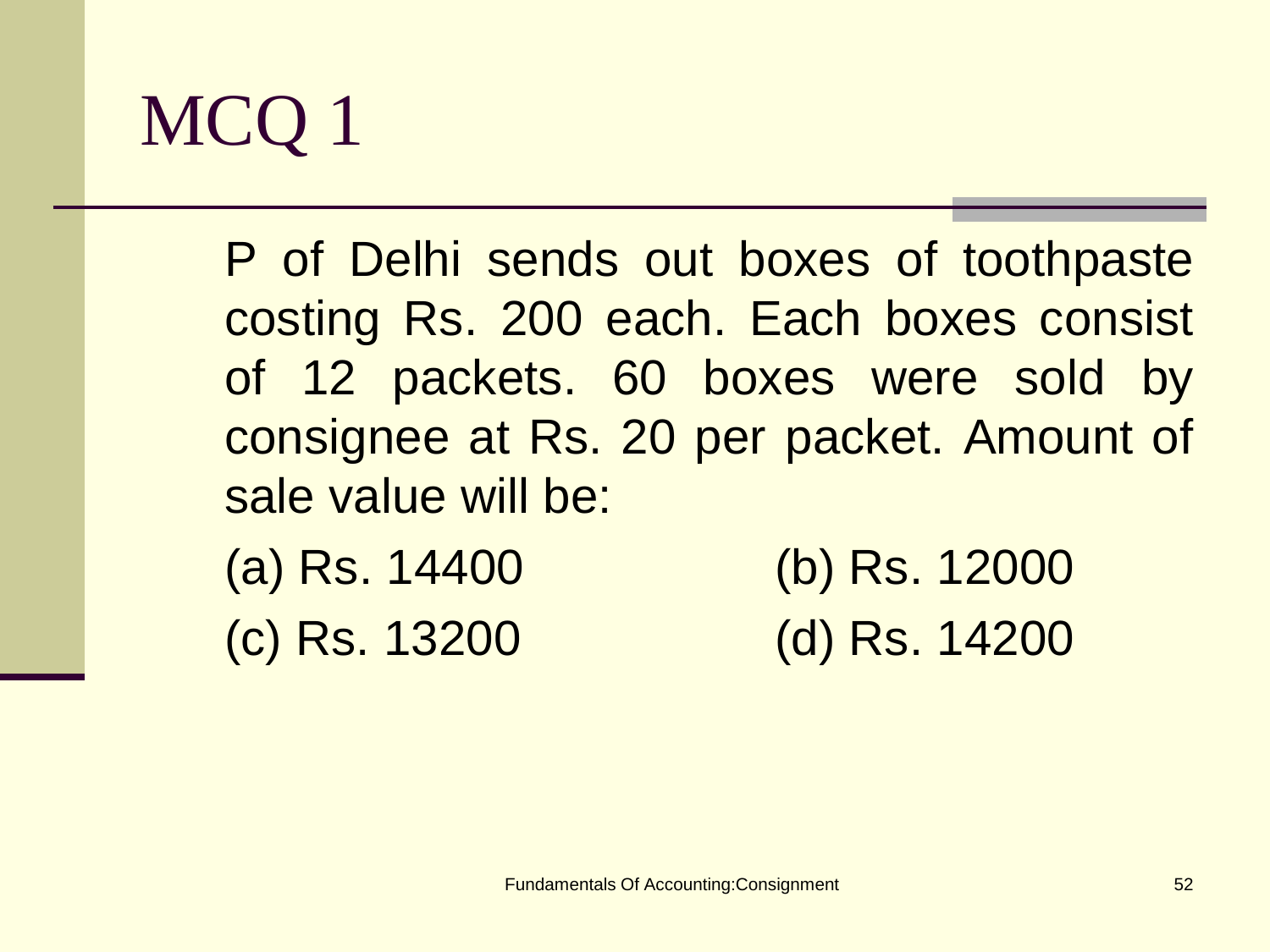# MCQ 1

P of Delhi sends out boxes of toothpaste costing Rs. 200 each. Each boxes consist of 12 packets. 60 boxes were sold by consignee at Rs. 20 per packet. Amount of sale value will be:

(a) Rs. 14400

(b) Rs. 12000

(c) Rs. 13200

(d) Rs. 14200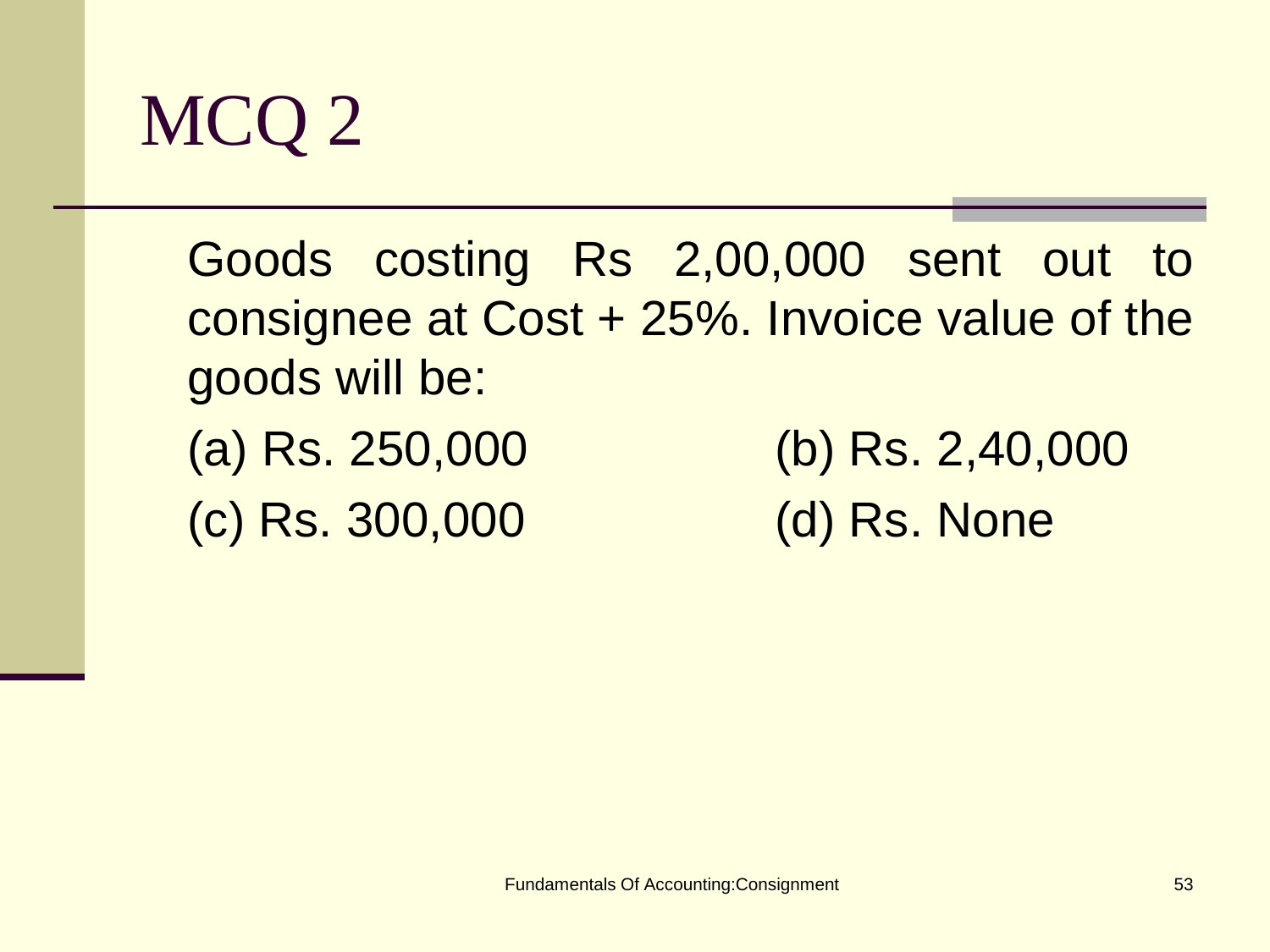# MCQ 2

Goods costing Rs 2,00,000 sent out to consignee at Cost + 25%. Invoice value of the goods will be:

(a) Rs. 250,000

(b) Rs. 2,40,000

(c) Rs. 300,000

(d) Rs. None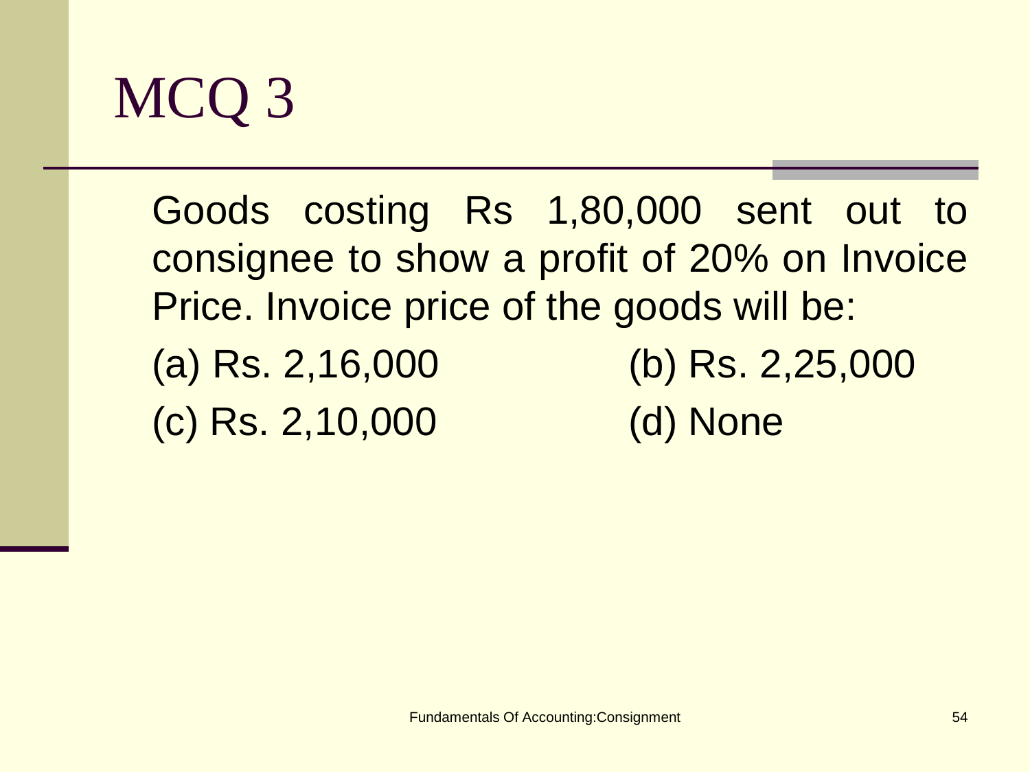# MCQ 3

Goods costing Rs 1,80,000 sent out to consignee to show a profit of 20% on Invoice Price. Invoice price of the goods will be:

(a) Rs. 2,16,000

(b) Rs. 2,25,000

(c) Rs. 2,10,000

(d) None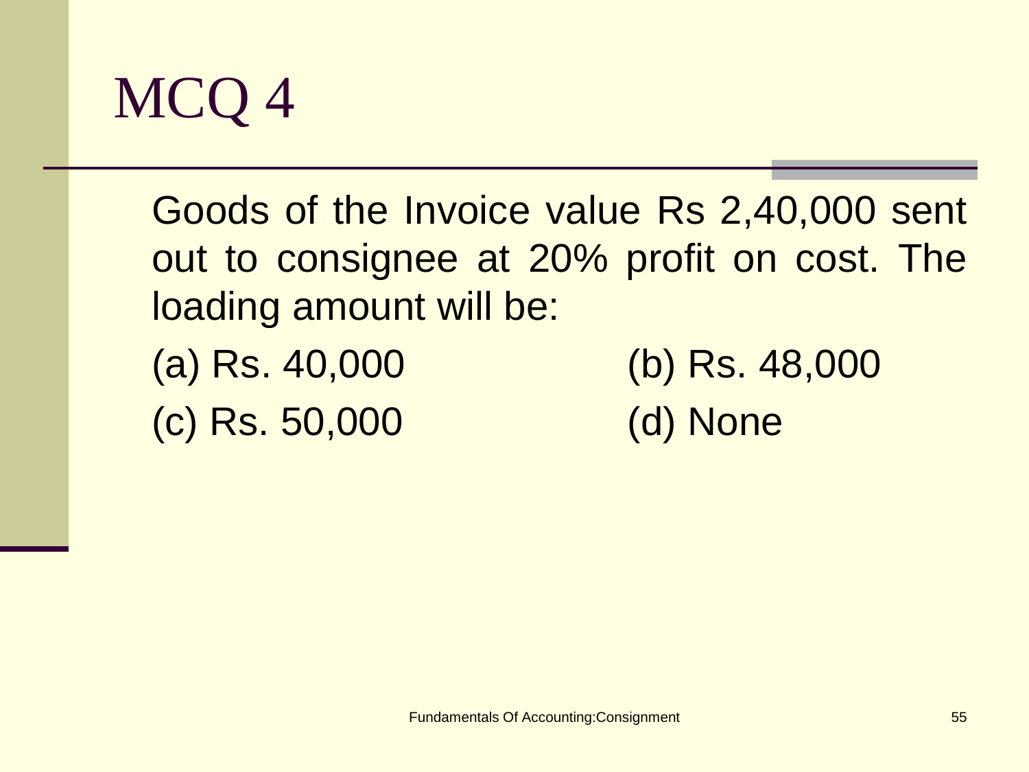# MCQ 4

Goods of the Invoice value Rs 2,40,000 sent out to consignee at 20% profit on cost. The loading amount will be:

(a) Rs. 40,000

(b) Rs. 48,000

(c) Rs. 50,000

(d) None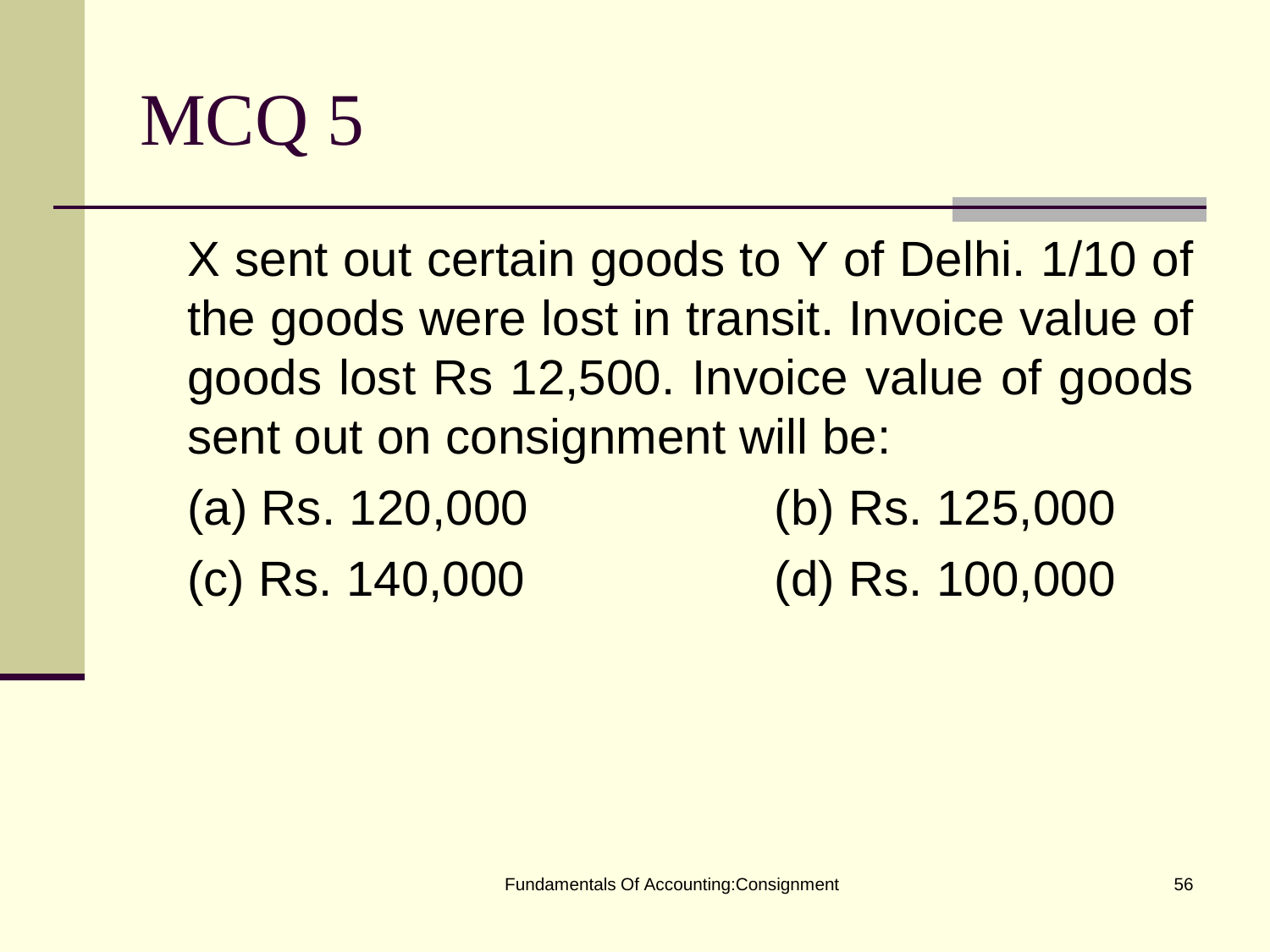# MCQ 5

X sent out certain goods to Y of Delhi. 1/10 of the goods were lost in transit. Invoice value of goods lost Rs 12,500. Invoice value of goods sent out on consignment will be:

(a) Rs. 120,000

(b) Rs. 125,000

(c) Rs. 140,000

(d) Rs. 100,000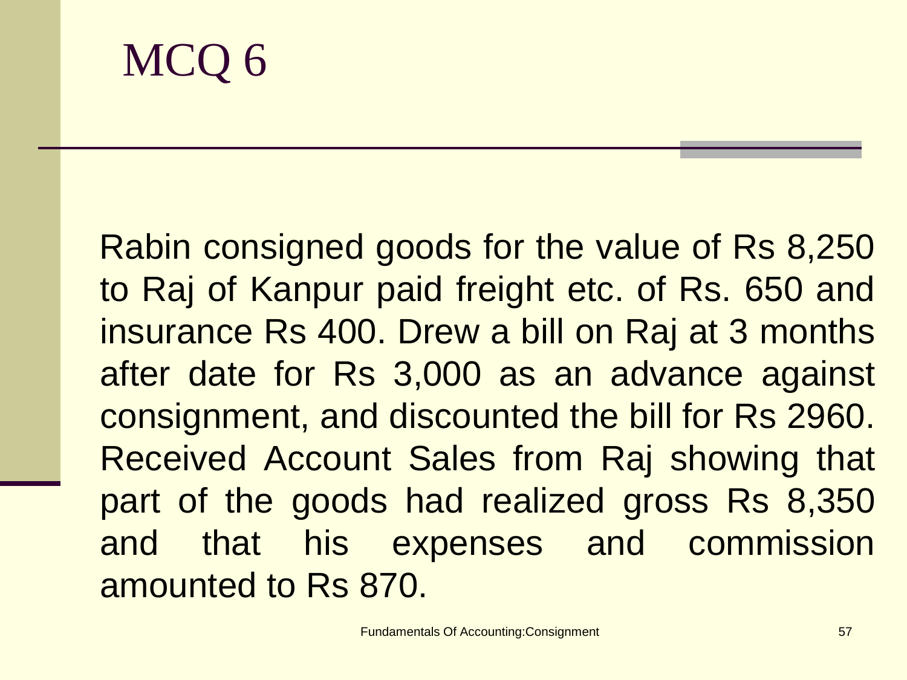# MCQ 6

Rabin consigned goods for the value of Rs 8,250 to Raj of Kanpur paid freight etc. of Rs. 650 and insurance Rs 400. Drew a bill on Raj at 3 months after date for Rs 3,000 as an advance against consignment, and discounted the bill for Rs 2960. Received Account Sales from Raj showing that part of the goods had realized gross Rs 8,350 and that his expenses and commission amounted to Rs 870.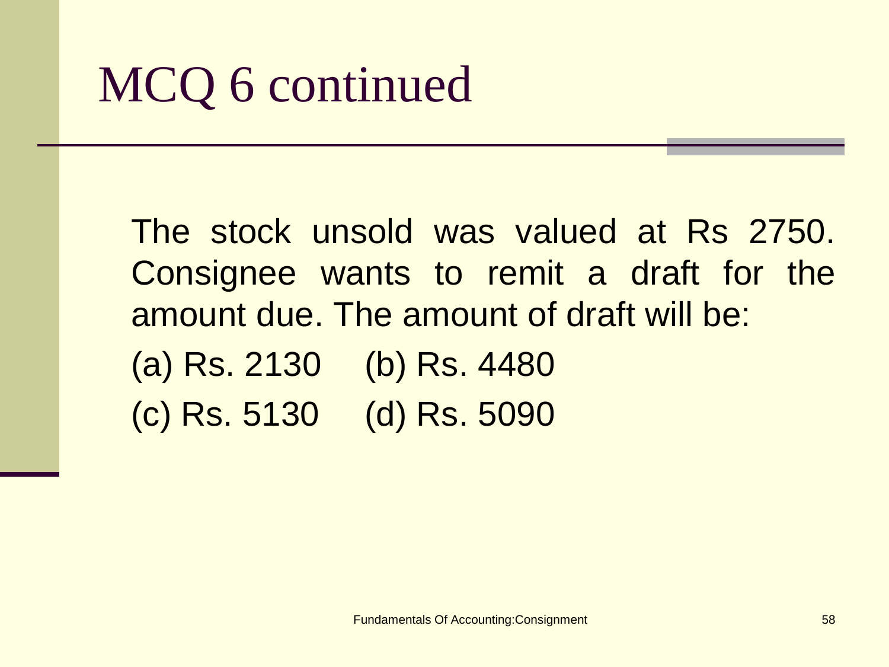# MCQ 6 continued

The stock unsold was valued at Rs 2750. Consignee wants to remit a draft for the amount due. The amount of draft will be:

(a) Rs. 2130 (b) Rs. 4480

(c) Rs. 5130 (d) Rs. 5090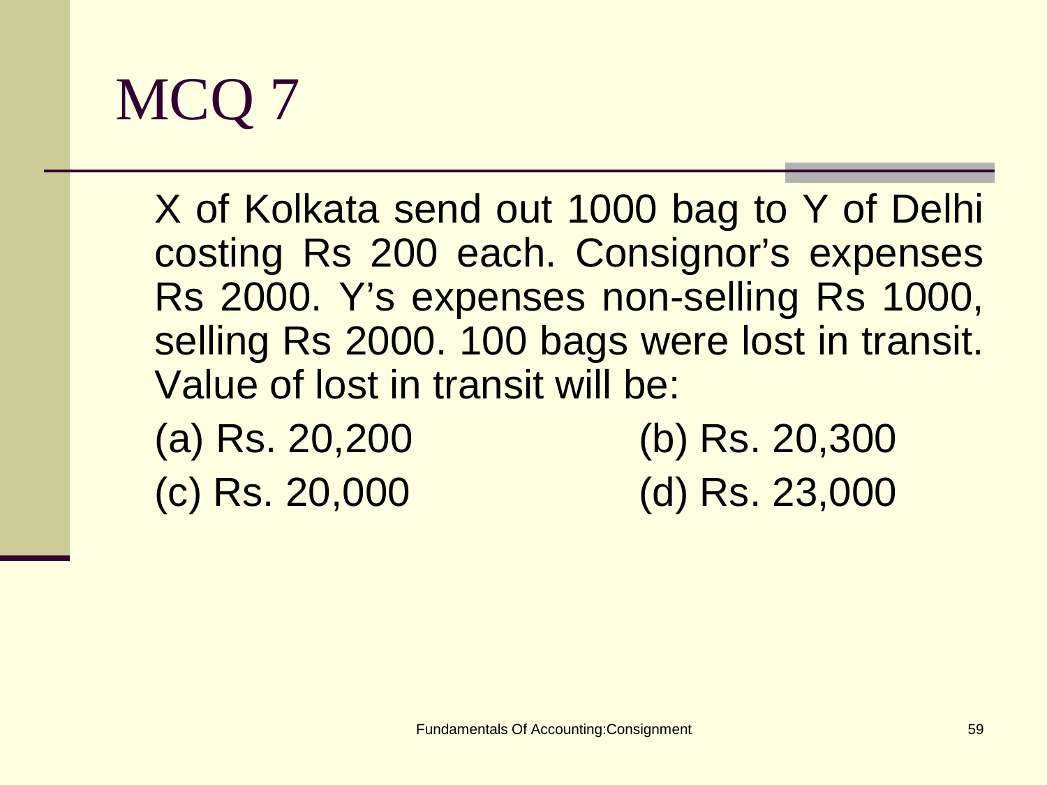# MCQ 7

X of Kolkata send out 1000 bag to Y of Delhi costing Rs 200 each. Consignor's expenses Rs 2000. Y's expenses non-selling Rs 1000, selling Rs 2000. 100 bags were lost in transit. Value of lost in transit will be:

(a) Rs. 20,200

(b) Rs. 20,300

(c) Rs. 20,000

(d) Rs. 23,000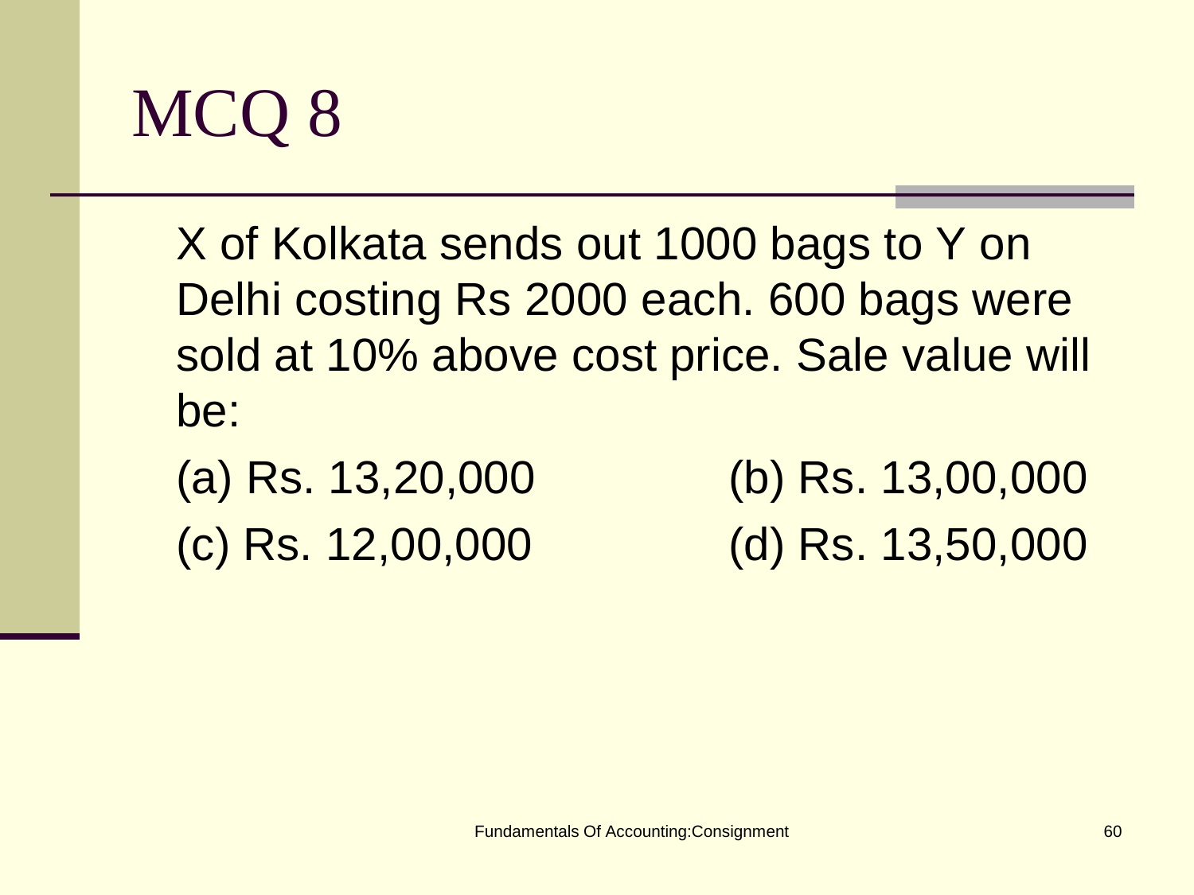# MCQ 8

X of Kolkata sends out 1000 bags to Y on Delhi costing Rs 2000 each. 600 bags were sold at 10% above cost price. Sale value will be:

(a) Rs. 13,20,000

(b) Rs. 13,00,000

(c) Rs. 12,00,000

(d) Rs. 13,50,000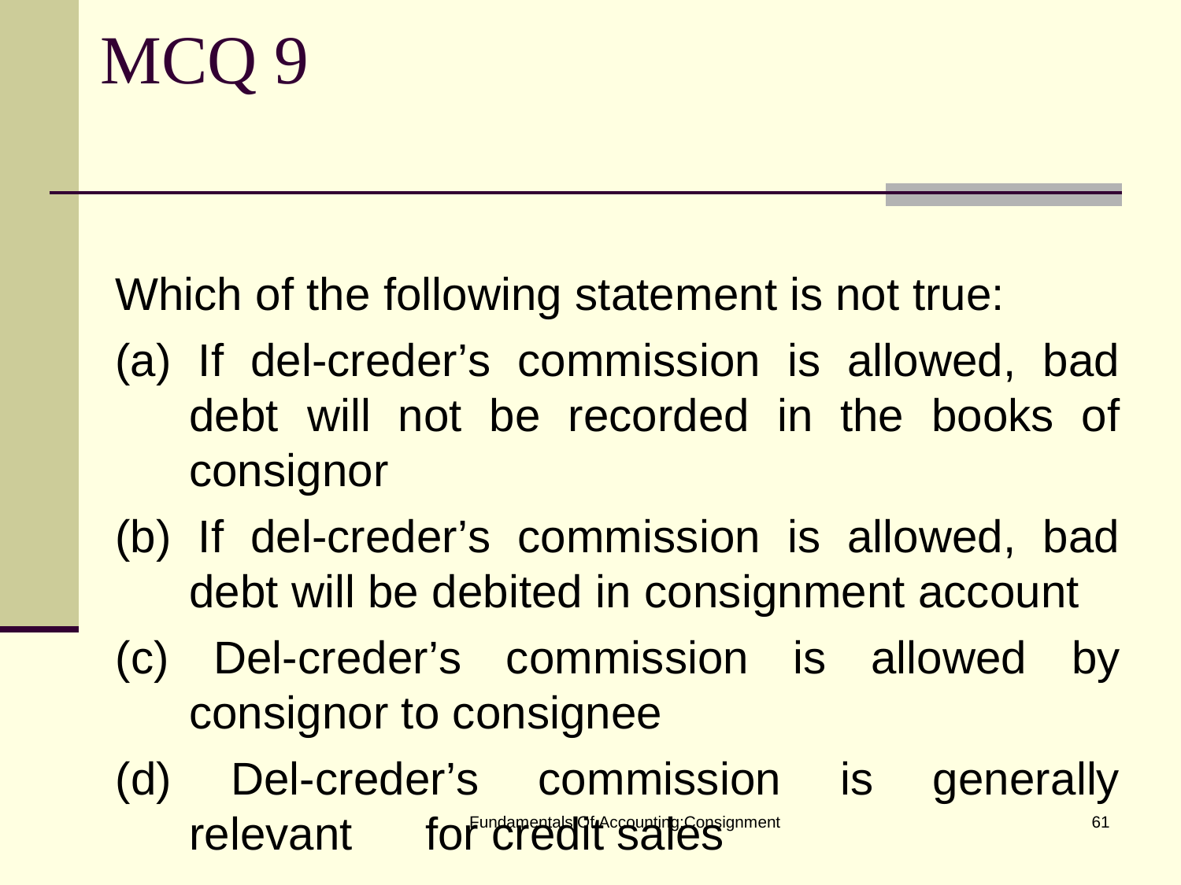# MCQ 9

Which of the following statement is not true:

(a) If del-creder's commission is allowed, bad debt will not be recorded in the books of consignor

(b) If del-creder's commission is allowed, bad debt will be debited in consignment account

(c) Del-creder's commission is allowed by consignor to consignee

(d) Del-creder's commission is generally relevant for credit sales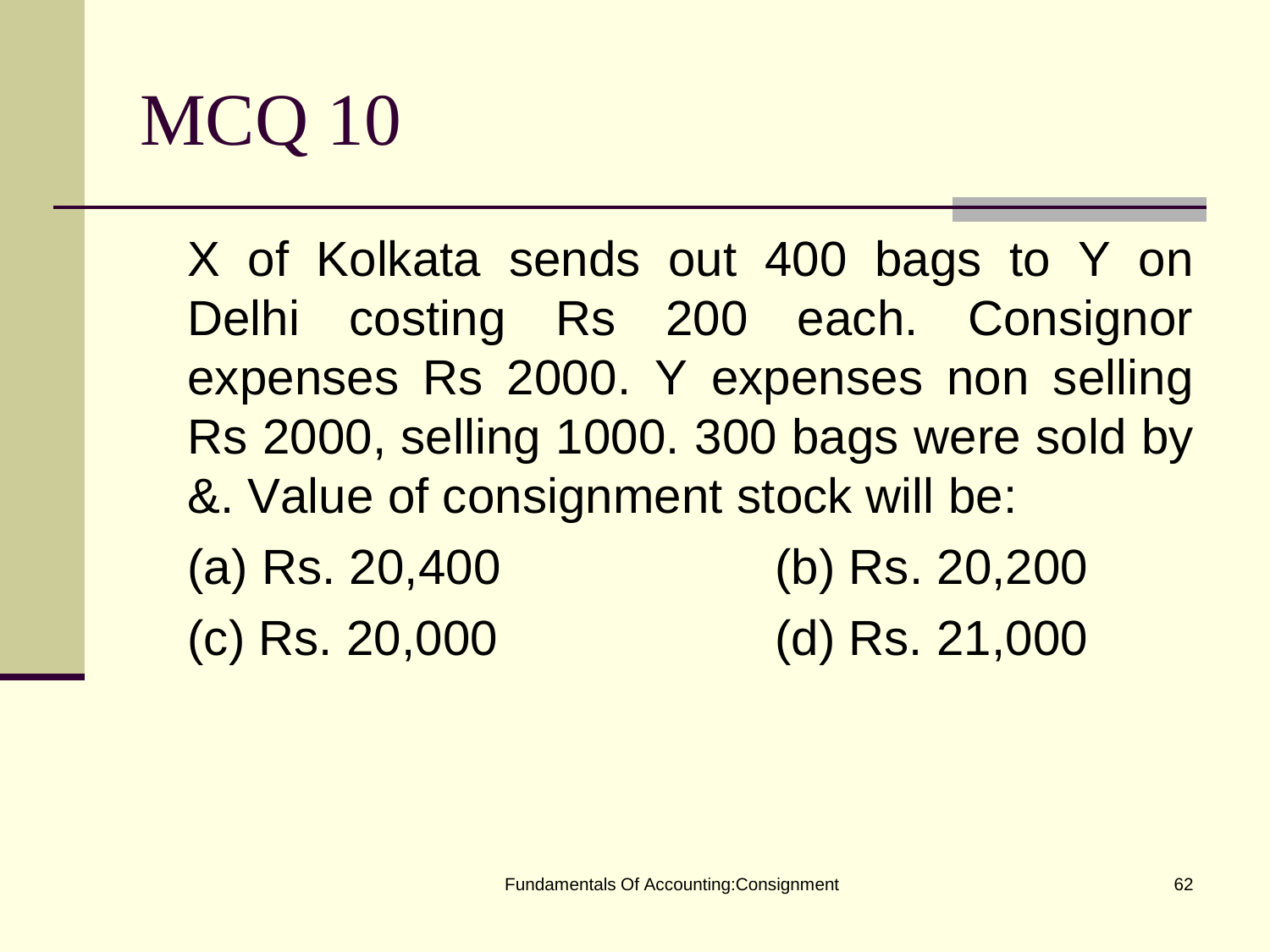# MCQ 10

X of Kolkata sends out 400 bags to Y on Delhi costing Rs 200 each. Consignor expenses Rs 2000. Y expenses non selling Rs 2000, selling 1000. 300 bags were sold by &. Value of consignment stock will be:

(a) Rs. 20,400 (b) Rs. 20,200

(c) Rs. 20,000 (d) Rs. 21,000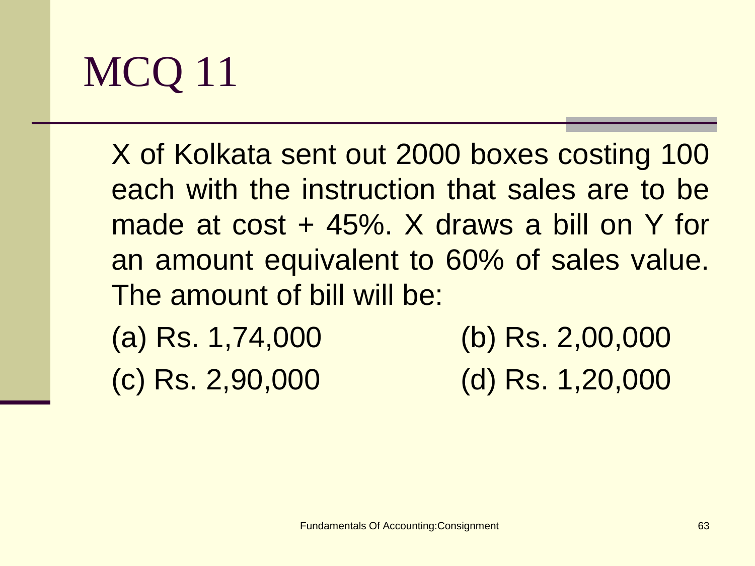# MCQ 11

X of Kolkata sent out 2000 boxes costing 100 each with the instruction that sales are to be made at cost + 45%. X draws a bill on Y for an amount equivalent to 60% of sales value. The amount of bill will be:

(a) Rs. 1,74,000

(b) Rs. 2,00,000

(c) Rs. 2,90,000

(d) Rs. 1,20,000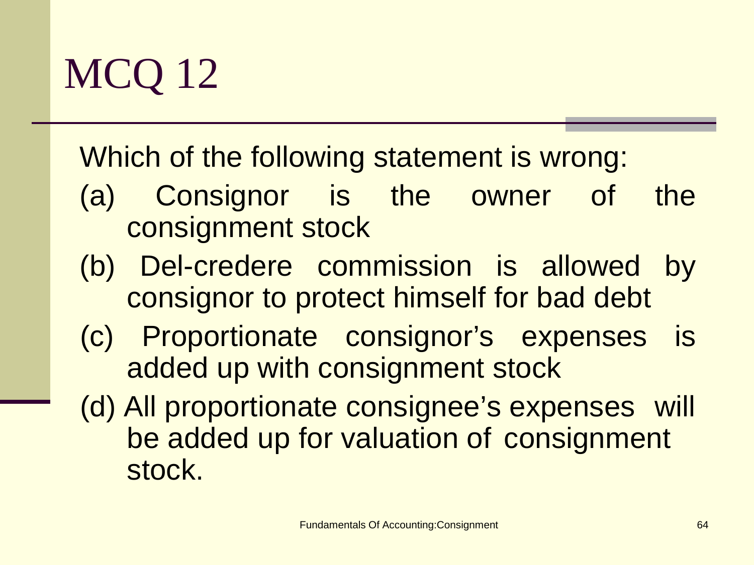# MCQ 12

Which of the following statement is wrong:

(a) Consignor is the owner of the consignment stock

(b) Del-credere commission is allowed by consignor to protect himself for bad debt

(c) Proportionate consignor's expenses is added up with consignment stock

(d) All proportionate consignee's expenses will be added up for valuation of consignment stock.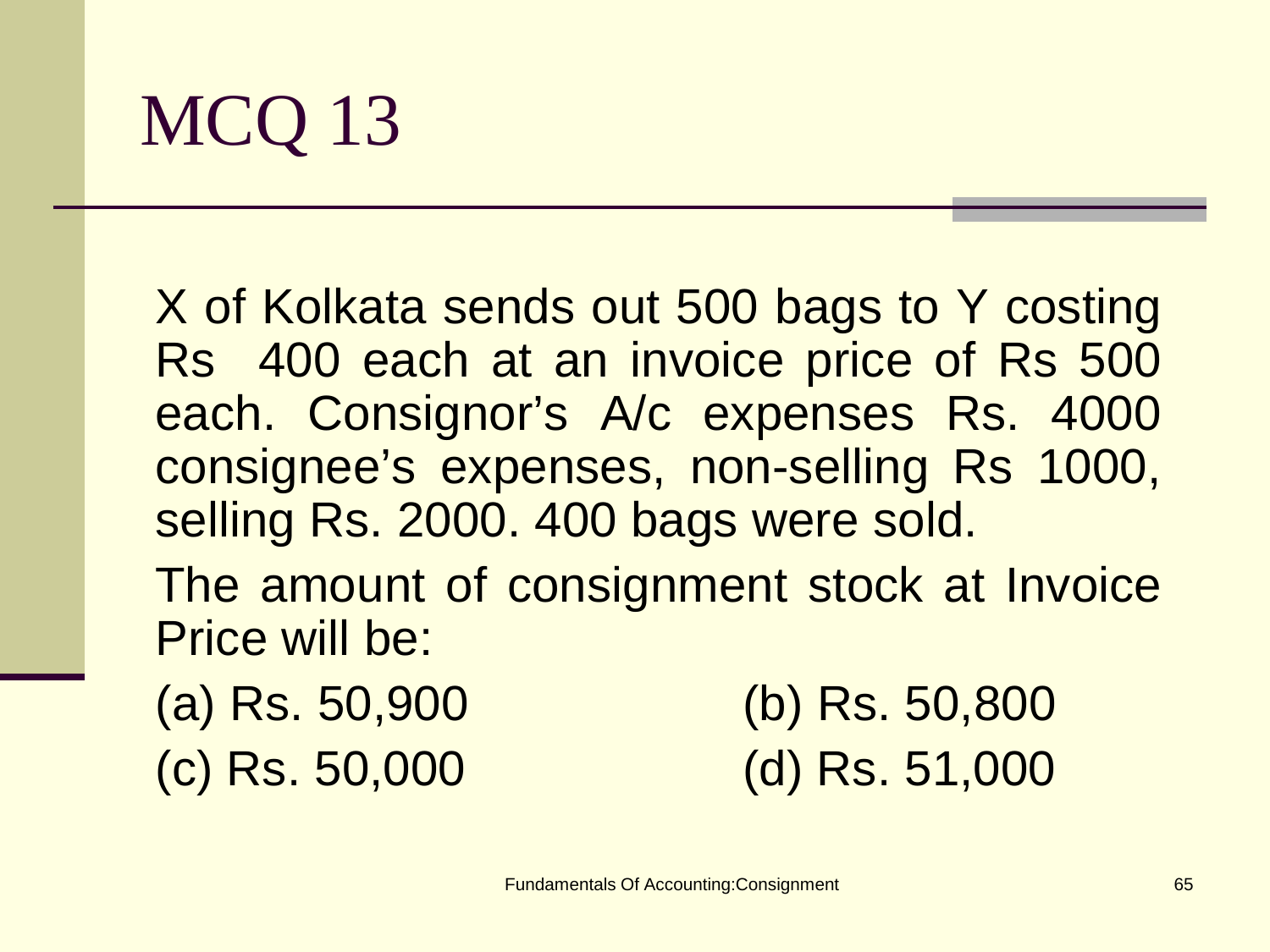# MCQ 13

X of Kolkata sends out 500 bags to Y costing Rs 400 each at an invoice price of Rs 500 each. Consignor's A/c expenses Rs. 4000 consignee's expenses, non-selling Rs 1000, selling Rs. 2000. 400 bags were sold.

The amount of consignment stock at Invoice Price will be:

(a) Rs. 50,900

(b) Rs. 50,800

(c) Rs. 50,000

(d) Rs. 51,000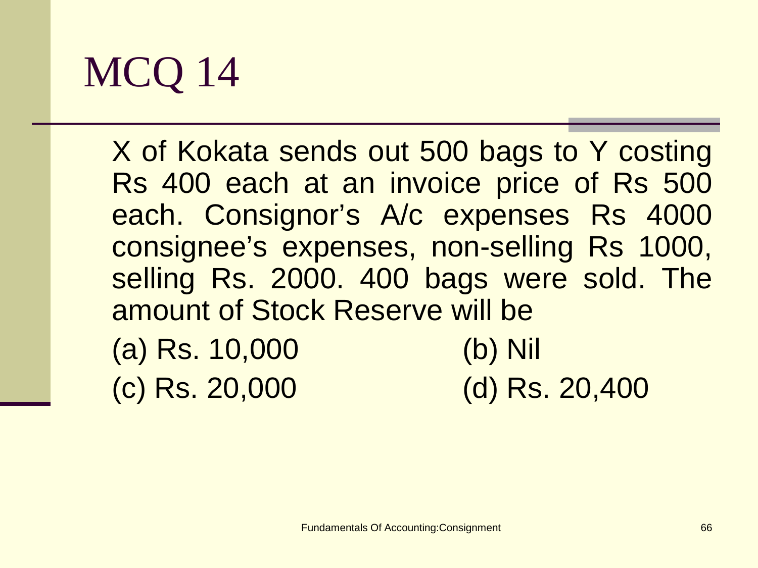# MCQ 14

X of Kokata sends out 500 bags to Y costing Rs 400 each at an invoice price of Rs 500 each. Consignor's A/c expenses Rs 4000 consignee's expenses, non-selling Rs 1000, selling Rs. 2000. 400 bags were sold. The amount of Stock Reserve will be

(a) Rs. 10,000

(b) Nil

(c) Rs. 20,000

(d) Rs. 20,400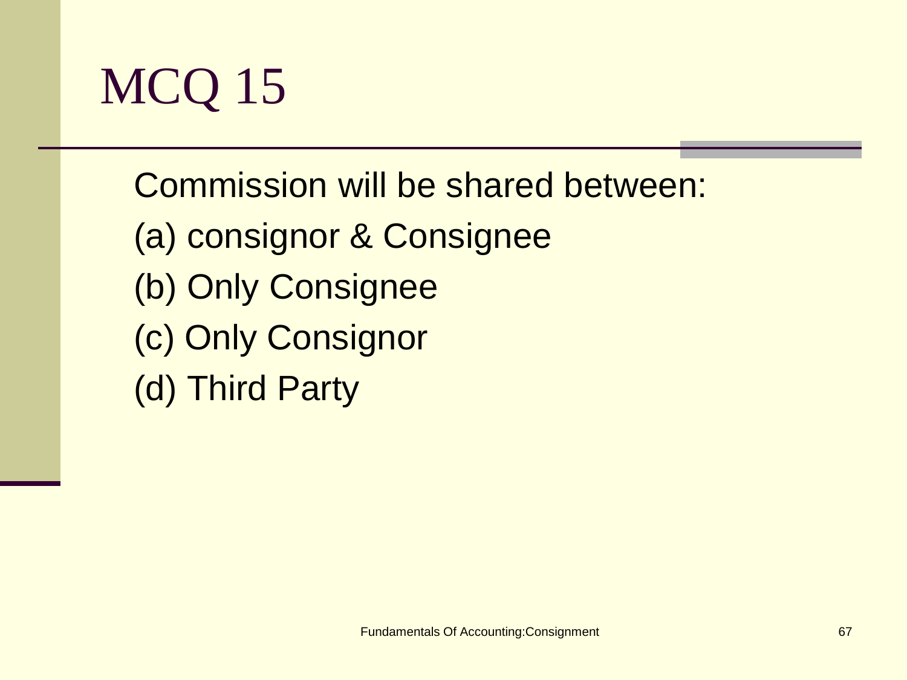# MCQ 15

Commission will be shared between:

(a) consignor & Consignee

(b) Only Consignee

(c) Only Consignor

(d) Third Party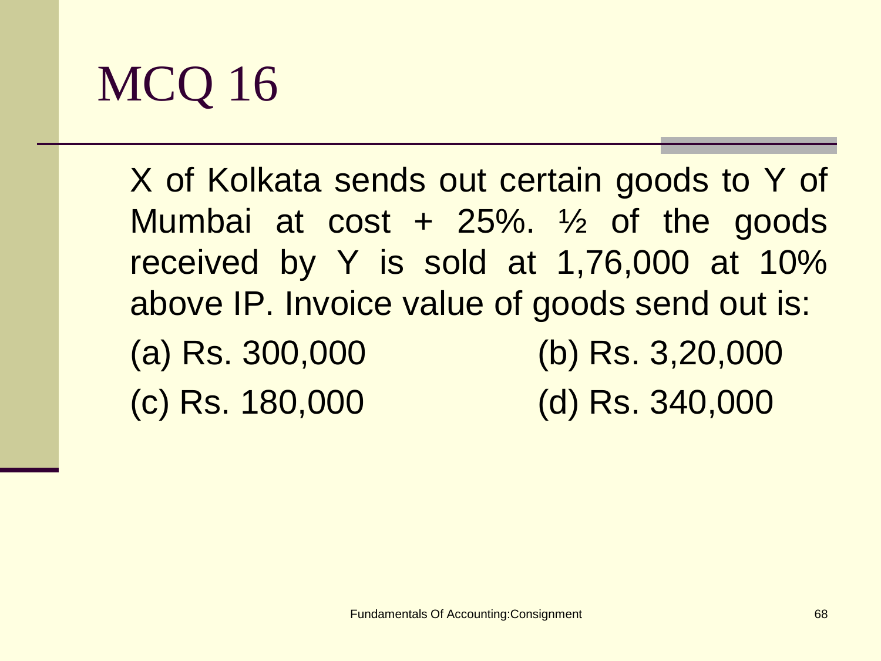# MCQ 16

X of Kolkata sends out certain goods to Y of Mumbai at cost + 25%. ½ of the goods received by Y is sold at 1,76,000 at 10% above IP. Invoice value of goods send out is:

(a) Rs. 300,000

(b) Rs. 3,20,000

(c) Rs. 180,000

(d) Rs. 340,000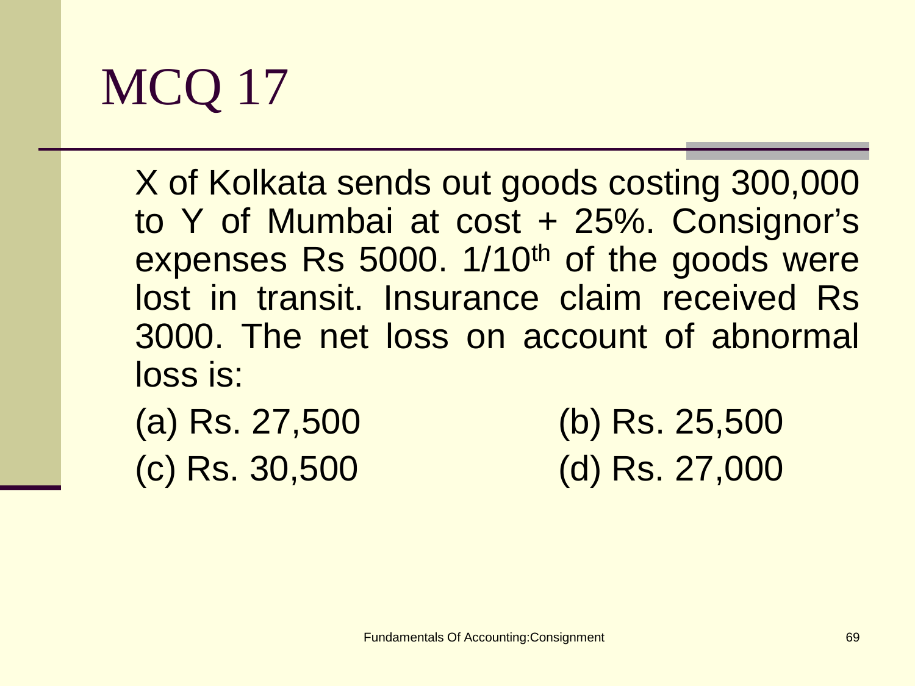# MCQ 17

X of Kolkata sends out goods costing 300,000 to Y of Mumbai at cost + 25%. Consignor's expenses Rs 5000. 1/10$^{th}$ of the goods were lost in transit. Insurance claim received Rs 3000. The net loss on account of abnormal loss is:

(a) Rs. 27,500

(b) Rs. 25,500

(c) Rs. 30,500

(d) Rs. 27,000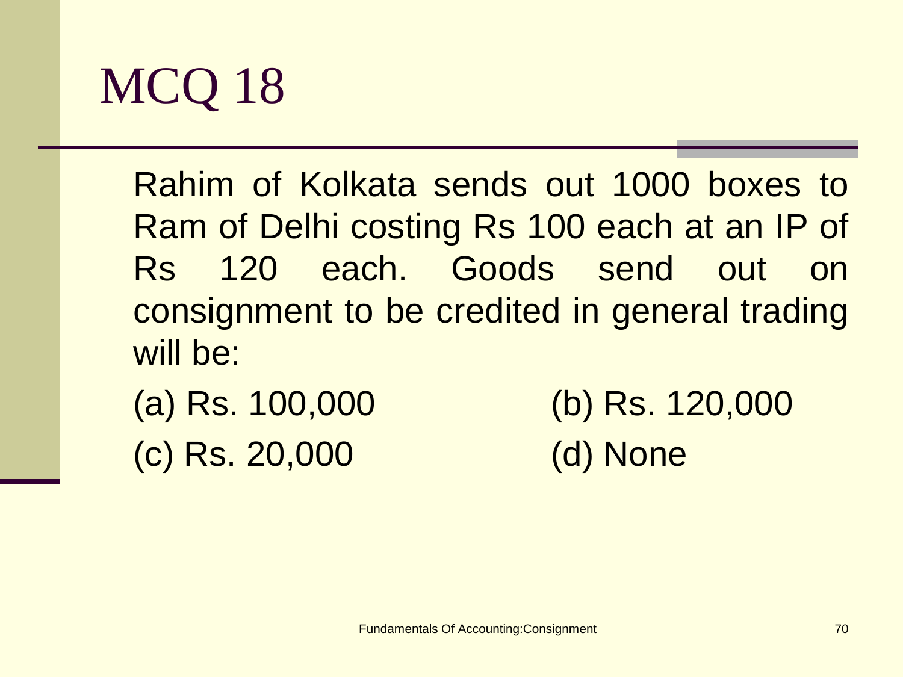# MCQ 18

Rahim of Kolkata sends out 1000 boxes to Ram of Delhi costing Rs 100 each at an IP of Rs 120 each. Goods send out on consignment to be credited in general trading will be:

(a) Rs. 100,000

(b) Rs. 120,000

(c) Rs. 20,000

(d) None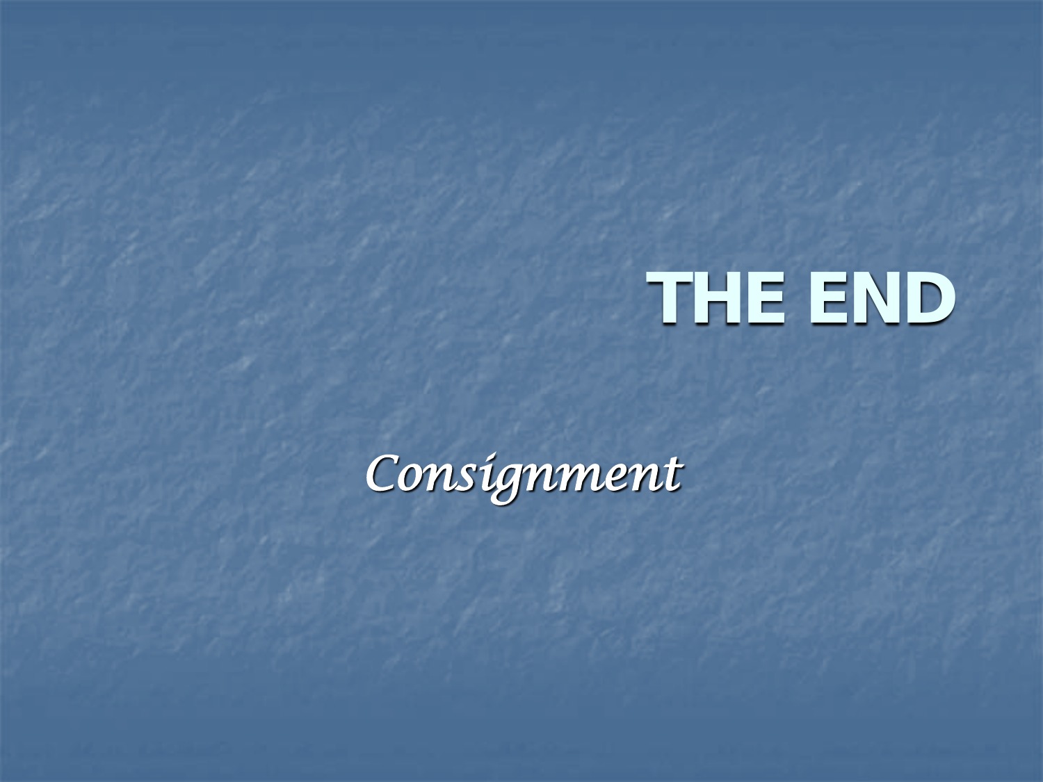# THE END

*Consignment*